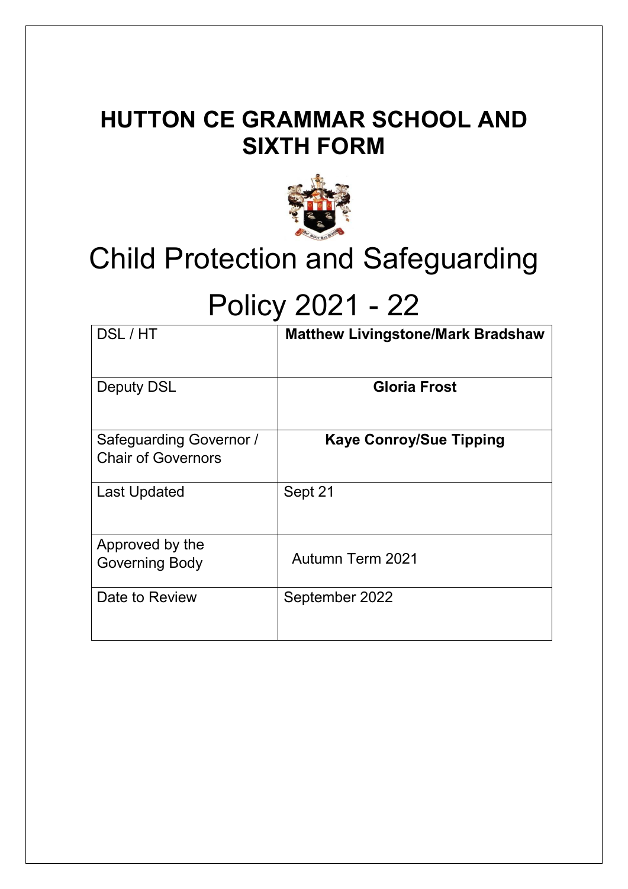# HUTTON CE GRAMMAR SCHOOL AND SIXTH FORM

# Child Protection and Safeguarding Policy 2021 - 22

| DSL / HT | **Matthew Livingstone/Mark Bradshaw** |
|---|---|
| Deputy DSL | **Gloria Frost** |
| Safeguarding Governor / Chair of Governors | **Kaye Conroy/Sue Tipping** |
| Last Updated | Sept 21 |
| Approved by the Governing Body | Autumn Term 2021 |
| Date to Review | September 2022 |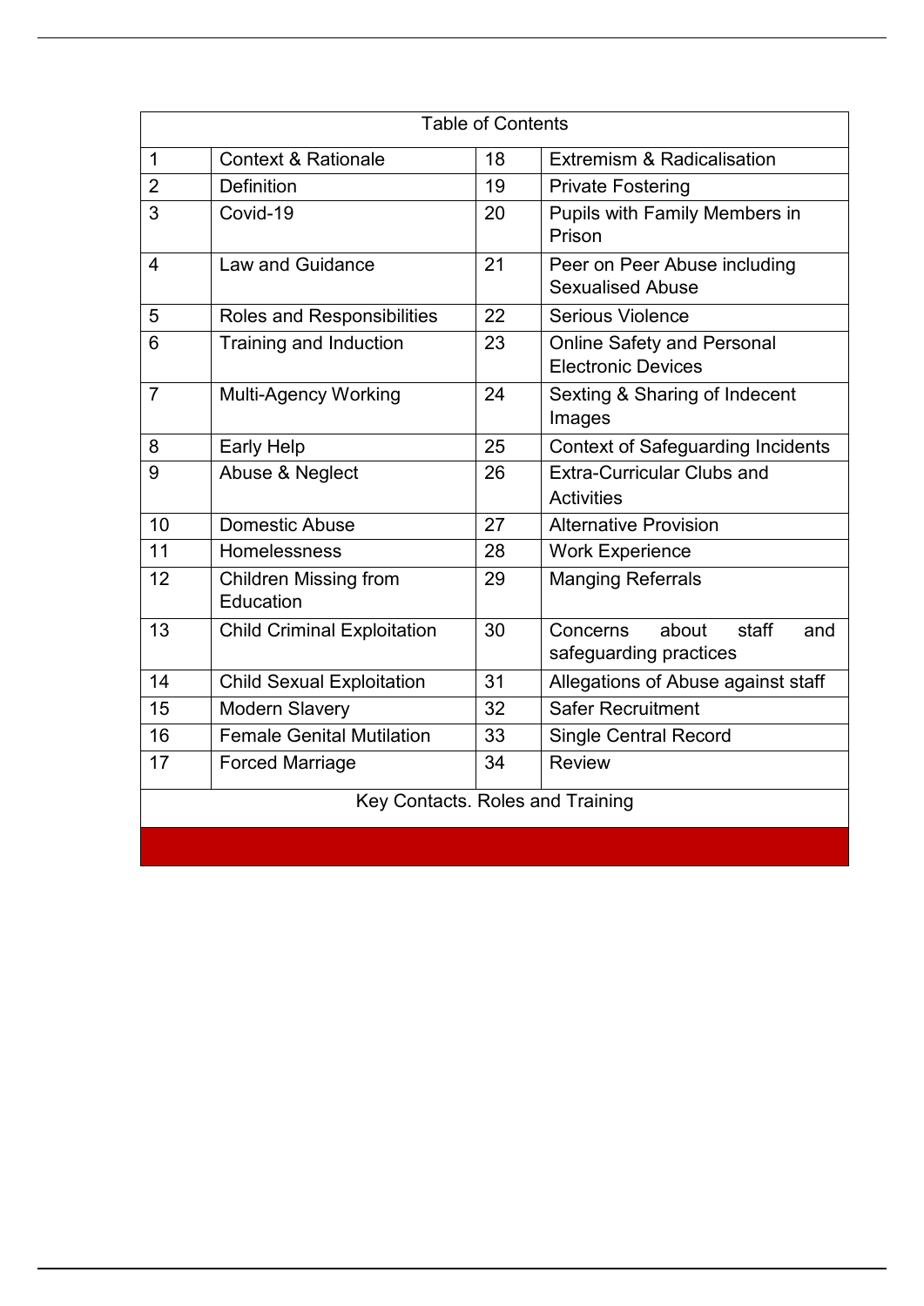| Table of Contents | | | |
|---|---|---|---|
| 1 | Context & Rationale | 18 | Extremism & Radicalisation |
| 2 | Definition | 19 | Private Fostering |
| 3 | Covid-19 | 20 | Pupils with Family Members in Prison |
| 4 | Law and Guidance | 21 | Peer on Peer Abuse including Sexualised Abuse |
| 5 | Roles and Responsibilities | 22 | Serious Violence |
| 6 | Training and Induction | 23 | Online Safety and Personal Electronic Devices |
| 7 | Multi-Agency Working | 24 | Sexting & Sharing of Indecent Images |
| 8 | Early Help | 25 | Context of Safeguarding Incidents |
| 9 | Abuse & Neglect | 26 | Extra-Curricular Clubs and Activities |
| 10 | Domestic Abuse | 27 | Alternative Provision |
| 11 | Homelessness | 28 | Work Experience |
| 12 | Children Missing from Education | 29 | Manging Referrals |
| 13 | Child Criminal Exploitation | 30 | Concerns about staff and safeguarding practices |
| 14 | Child Sexual Exploitation | 31 | Allegations of Abuse against staff |
| 15 | Modern Slavery | 32 | Safer Recruitment |
| 16 | Female Genital Mutilation | 33 | Single Central Record |
| 17 | Forced Marriage | 34 | Review |
| Key Contacts. Roles and Training | | | |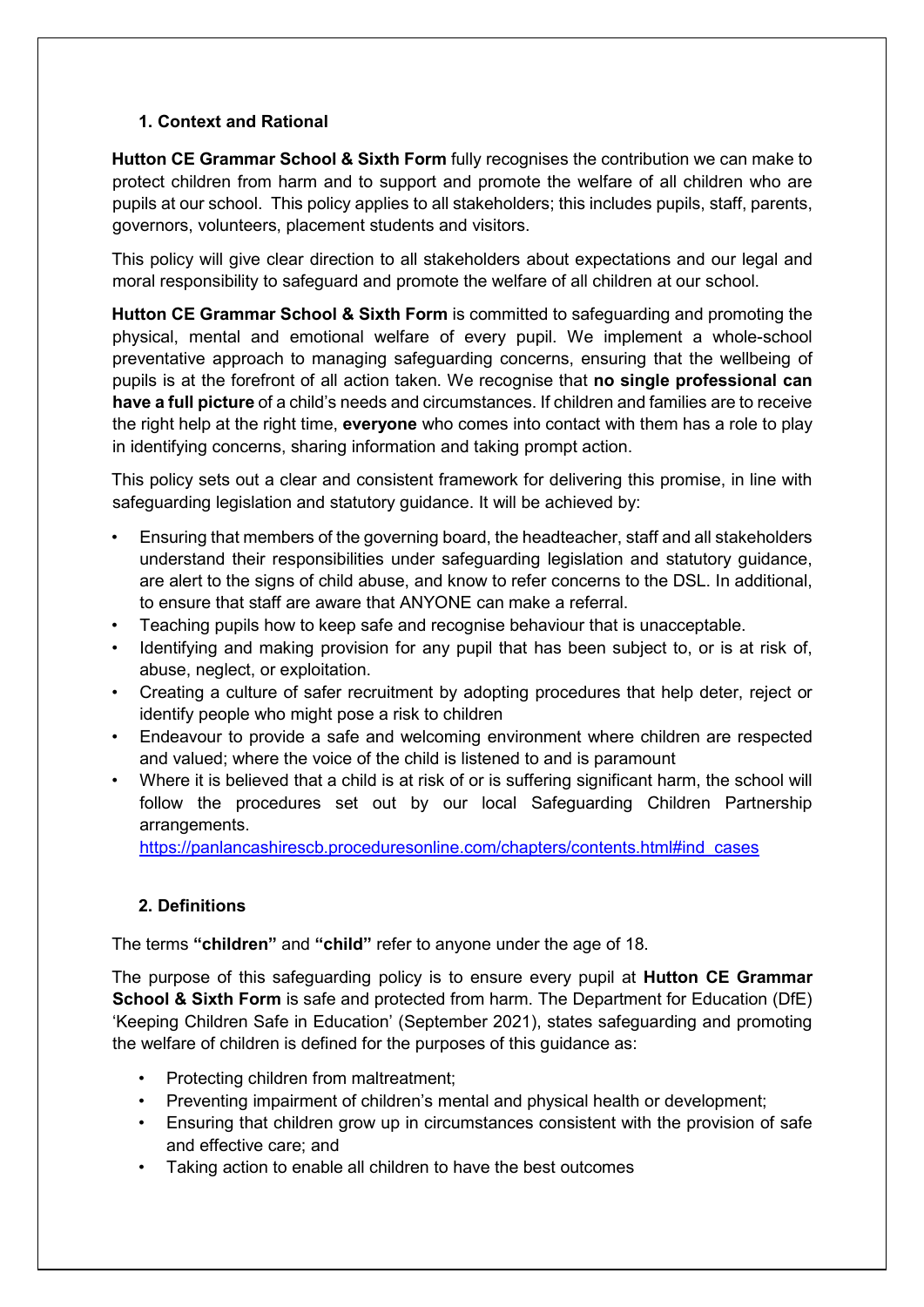## 1. Context and Rational

**Hutton CE Grammar School & Sixth Form** fully recognises the contribution we can make to protect children from harm and to support and promote the welfare of all children who are pupils at our school. This policy applies to all stakeholders; this includes pupils, staff, parents, governors, volunteers, placement students and visitors.

This policy will give clear direction to all stakeholders about expectations and our legal and moral responsibility to safeguard and promote the welfare of all children at our school.

**Hutton CE Grammar School & Sixth Form** is committed to safeguarding and promoting the physical, mental and emotional welfare of every pupil. We implement a whole-school preventative approach to managing safeguarding concerns, ensuring that the wellbeing of pupils is at the forefront of all action taken. We recognise that **no single professional can have a full picture** of a child's needs and circumstances. If children and families are to receive the right help at the right time, **everyone** who comes into contact with them has a role to play in identifying concerns, sharing information and taking prompt action.

This policy sets out a clear and consistent framework for delivering this promise, in line with safeguarding legislation and statutory guidance. It will be achieved by:

- Ensuring that members of the governing board, the headteacher, staff and all stakeholders understand their responsibilities under safeguarding legislation and statutory guidance, are alert to the signs of child abuse, and know to refer concerns to the DSL. In additional, to ensure that staff are aware that ANYONE can make a referral.
- Teaching pupils how to keep safe and recognise behaviour that is unacceptable.
- Identifying and making provision for any pupil that has been subject to, or is at risk of, abuse, neglect, or exploitation.
- Creating a culture of safer recruitment by adopting procedures that help deter, reject or identify people who might pose a risk to children
- Endeavour to provide a safe and welcoming environment where children are respected and valued; where the voice of the child is listened to and is paramount
- Where it is believed that a child is at risk of or is suffering significant harm, the school will follow the procedures set out by our local Safeguarding Children Partnership arrangements. https://panlancashirescb.proceduresonline.com/chapters/contents.html#ind_cases

## 2. Definitions

The terms **"children"** and **"child"** refer to anyone under the age of 18.

The purpose of this safeguarding policy is to ensure every pupil at **Hutton CE Grammar School & Sixth Form** is safe and protected from harm. The Department for Education (DfE) 'Keeping Children Safe in Education' (September 2021), states safeguarding and promoting the welfare of children is defined for the purposes of this guidance as:

- Protecting children from maltreatment;
- Preventing impairment of children's mental and physical health or development;
- Ensuring that children grow up in circumstances consistent with the provision of safe and effective care; and
- Taking action to enable all children to have the best outcomes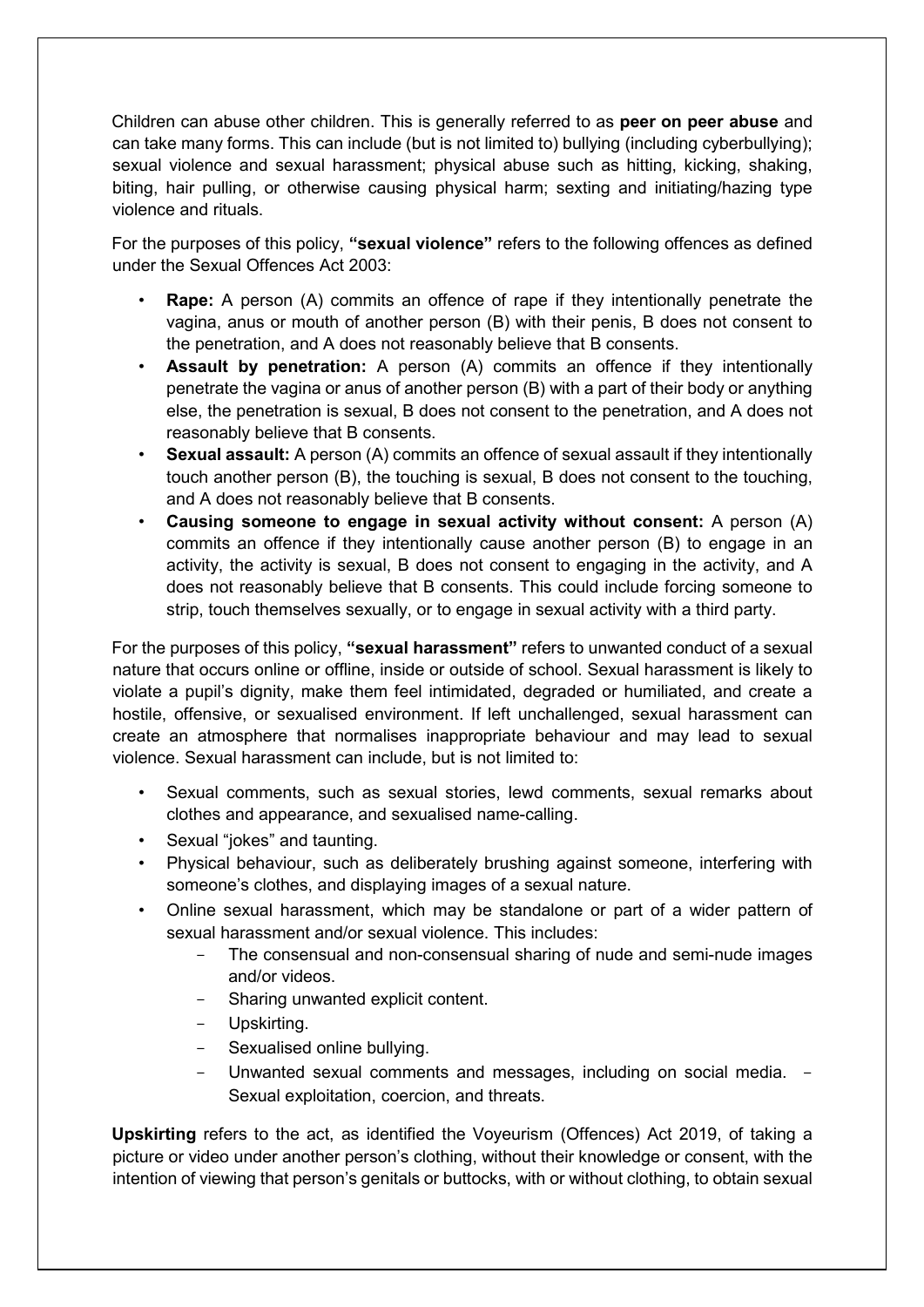Children can abuse other children. This is generally referred to as **peer on peer abuse** and can take many forms. This can include (but is not limited to) bullying (including cyberbullying); sexual violence and sexual harassment; physical abuse such as hitting, kicking, shaking, biting, hair pulling, or otherwise causing physical harm; sexting and initiating/hazing type violence and rituals.

For the purposes of this policy, **"sexual violence"** refers to the following offences as defined under the Sexual Offences Act 2003:

- **Rape:** A person (A) commits an offence of rape if they intentionally penetrate the vagina, anus or mouth of another person (B) with their penis, B does not consent to the penetration, and A does not reasonably believe that B consents.
- **Assault by penetration:** A person (A) commits an offence if they intentionally penetrate the vagina or anus of another person (B) with a part of their body or anything else, the penetration is sexual, B does not consent to the penetration, and A does not reasonably believe that B consents.
- **Sexual assault:** A person (A) commits an offence of sexual assault if they intentionally touch another person (B), the touching is sexual, B does not consent to the touching, and A does not reasonably believe that B consents.
- **Causing someone to engage in sexual activity without consent:** A person (A) commits an offence if they intentionally cause another person (B) to engage in an activity, the activity is sexual, B does not consent to engaging in the activity, and A does not reasonably believe that B consents. This could include forcing someone to strip, touch themselves sexually, or to engage in sexual activity with a third party.

For the purposes of this policy, **"sexual harassment"** refers to unwanted conduct of a sexual nature that occurs online or offline, inside or outside of school. Sexual harassment is likely to violate a pupil's dignity, make them feel intimidated, degraded or humiliated, and create a hostile, offensive, or sexualised environment. If left unchallenged, sexual harassment can create an atmosphere that normalises inappropriate behaviour and may lead to sexual violence. Sexual harassment can include, but is not limited to:

- Sexual comments, such as sexual stories, lewd comments, sexual remarks about clothes and appearance, and sexualised name-calling.
- Sexual "jokes" and taunting.
- Physical behaviour, such as deliberately brushing against someone, interfering with someone's clothes, and displaying images of a sexual nature.
- Online sexual harassment, which may be standalone or part of a wider pattern of sexual harassment and/or sexual violence. This includes:
  - The consensual and non-consensual sharing of nude and semi-nude images and/or videos.
  - Sharing unwanted explicit content.
  - Upskirting.
  - Sexualised online bullying.
  - Unwanted sexual comments and messages, including on social media.
  - Sexual exploitation, coercion, and threats.

**Upskirting** refers to the act, as identified the Voyeurism (Offences) Act 2019, of taking a picture or video under another person's clothing, without their knowledge or consent, with the intention of viewing that person's genitals or buttocks, with or without clothing, to obtain sexual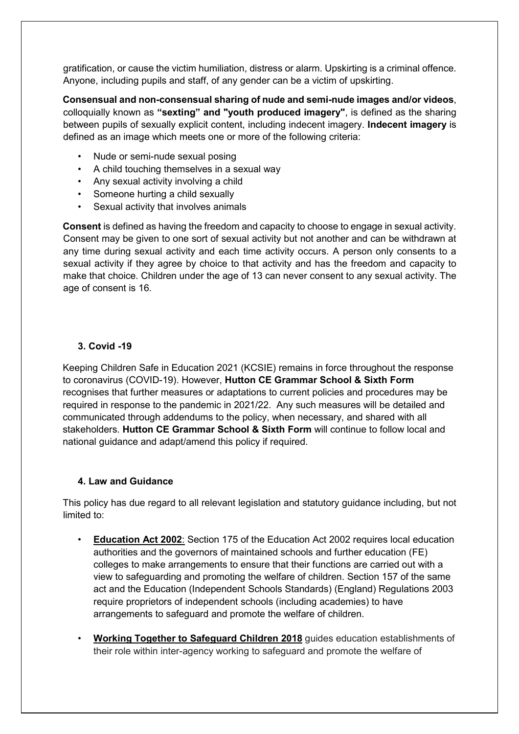gratification, or cause the victim humiliation, distress or alarm. Upskirting is a criminal offence. Anyone, including pupils and staff, of any gender can be a victim of upskirting.

**Consensual and non-consensual sharing of nude and semi-nude images and/or videos**, colloquially known as **"sexting" and "youth produced imagery"**, is defined as the sharing between pupils of sexually explicit content, including indecent imagery. **Indecent imagery** is defined as an image which meets one or more of the following criteria:

- Nude or semi-nude sexual posing
- A child touching themselves in a sexual way
- Any sexual activity involving a child
- Someone hurting a child sexually
- Sexual activity that involves animals

**Consent** is defined as having the freedom and capacity to choose to engage in sexual activity. Consent may be given to one sort of sexual activity but not another and can be withdrawn at any time during sexual activity and each time activity occurs. A person only consents to a sexual activity if they agree by choice to that activity and has the freedom and capacity to make that choice. Children under the age of 13 can never consent to any sexual activity. The age of consent is 16.

## 3. Covid -19

Keeping Children Safe in Education 2021 (KCSIE) remains in force throughout the response to coronavirus (COVID-19). However, **Hutton CE Grammar School & Sixth Form** recognises that further measures or adaptations to current policies and procedures may be required in response to the pandemic in 2021/22. Any such measures will be detailed and communicated through addendums to the policy, when necessary, and shared with all stakeholders. **Hutton CE Grammar School & Sixth Form** will continue to follow local and national guidance and adapt/amend this policy if required.

## 4. Law and Guidance

This policy has due regard to all relevant legislation and statutory guidance including, but not limited to:

- **Education Act 2002**: Section 175 of the Education Act 2002 requires local education authorities and the governors of maintained schools and further education (FE) colleges to make arrangements to ensure that their functions are carried out with a view to safeguarding and promoting the welfare of children. Section 157 of the same act and the Education (Independent Schools Standards) (England) Regulations 2003 require proprietors of independent schools (including academies) to have arrangements to safeguard and promote the welfare of children.

- **Working Together to Safeguard Children 2018** guides education establishments of their role within inter-agency working to safeguard and promote the welfare of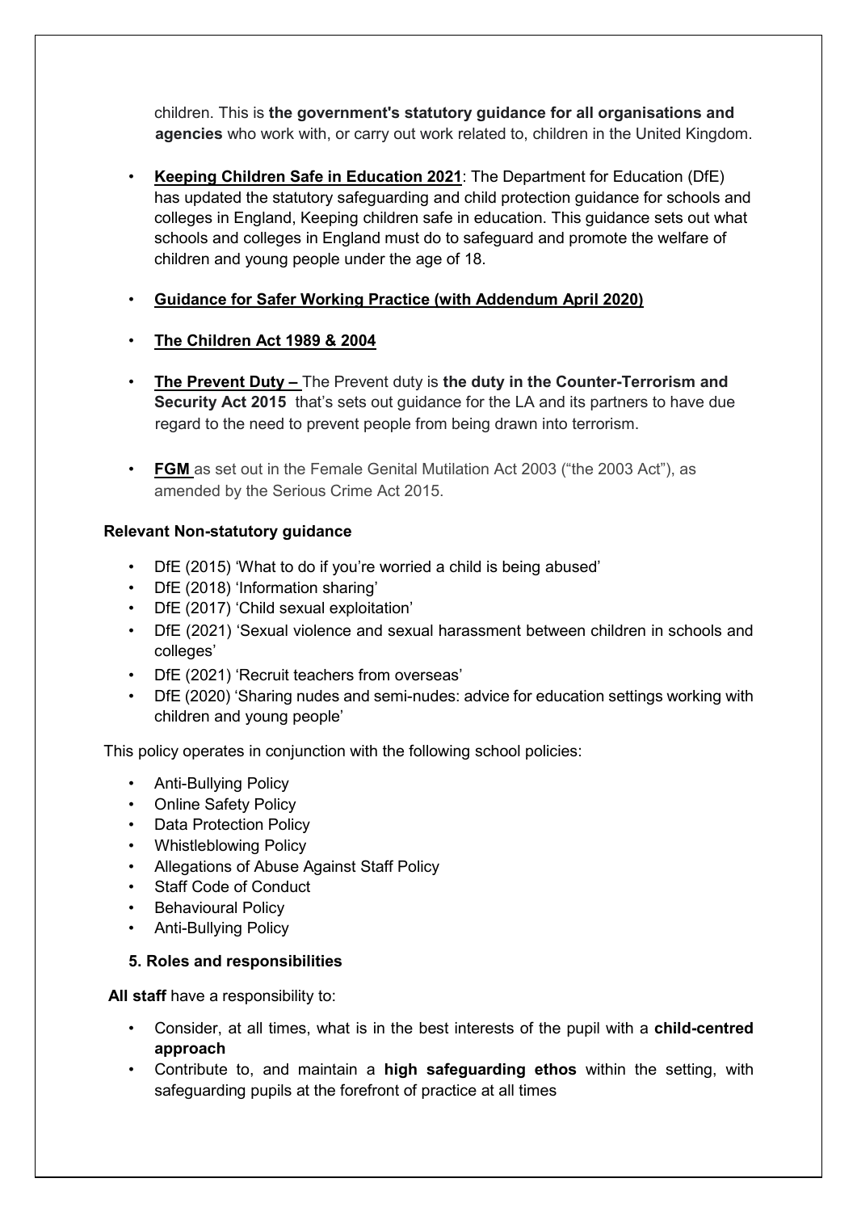children. This is **the government's statutory guidance for all organisations and agencies** who work with, or carry out work related to, children in the United Kingdom.

- **Keeping Children Safe in Education 2021**: The Department for Education (DfE) has updated the statutory safeguarding and child protection guidance for schools and colleges in England, Keeping children safe in education. This guidance sets out what schools and colleges in England must do to safeguard and promote the welfare of children and young people under the age of 18.
- **Guidance for Safer Working Practice (with Addendum April 2020)**
- **The Children Act 1989 & 2004**
- **The Prevent Duty –** The Prevent duty is **the duty in the Counter-Terrorism and Security Act 2015** that's sets out guidance for the LA and its partners to have due regard to the need to prevent people from being drawn into terrorism.
- **FGM** as set out in the Female Genital Mutilation Act 2003 ("the 2003 Act"), as amended by the Serious Crime Act 2015.

**Relevant Non-statutory guidance**

- DfE (2015) 'What to do if you're worried a child is being abused'
- DfE (2018) 'Information sharing'
- DfE (2017) 'Child sexual exploitation'
- DfE (2021) 'Sexual violence and sexual harassment between children in schools and colleges'
- DfE (2021) 'Recruit teachers from overseas'
- DfE (2020) 'Sharing nudes and semi-nudes: advice for education settings working with children and young people'

This policy operates in conjunction with the following school policies:

- Anti-Bullying Policy
- Online Safety Policy
- Data Protection Policy
- Whistleblowing Policy
- Allegations of Abuse Against Staff Policy
- Staff Code of Conduct
- Behavioural Policy
- Anti-Bullying Policy

## 5. Roles and responsibilities

**All staff** have a responsibility to:

- Consider, at all times, what is in the best interests of the pupil with a **child-centred approach**
- Contribute to, and maintain a **high safeguarding ethos** within the setting, with safeguarding pupils at the forefront of practice at all times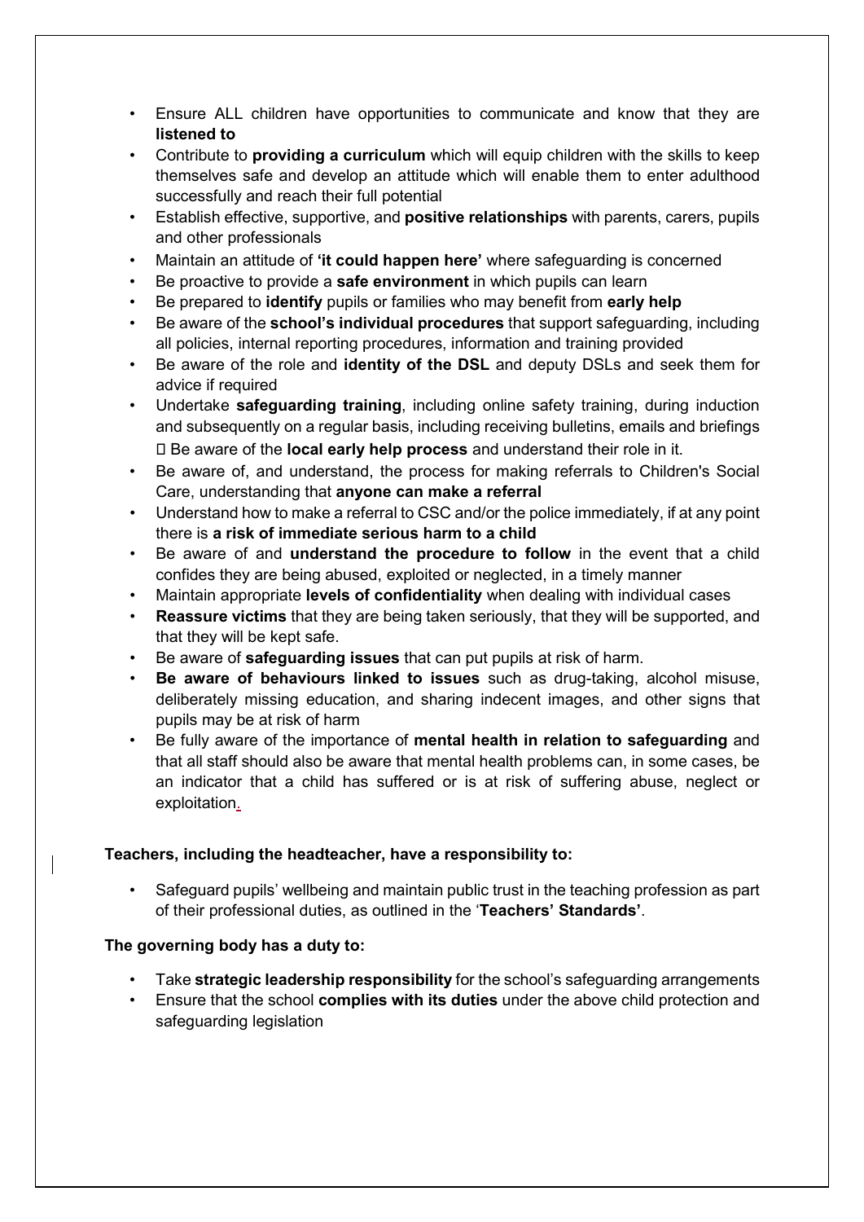- Ensure ALL children have opportunities to communicate and know that they are **listened to**
- Contribute to **providing a curriculum** which will equip children with the skills to keep themselves safe and develop an attitude which will enable them to enter adulthood successfully and reach their full potential
- Establish effective, supportive, and **positive relationships** with parents, carers, pupils and other professionals
- Maintain an attitude of **'it could happen here'** where safeguarding is concerned
- Be proactive to provide a **safe environment** in which pupils can learn
- Be prepared to **identify** pupils or families who may benefit from **early help**
- Be aware of the **school's individual procedures** that support safeguarding, including all policies, internal reporting procedures, information and training provided
- Be aware of the role and **identity of the DSL** and deputy DSLs and seek them for advice if required
- Undertake **safeguarding training**, including online safety training, during induction and subsequently on a regular basis, including receiving bulletins, emails and briefings  Be aware of the **local early help process** and understand their role in it.
- Be aware of, and understand, the process for making referrals to Children's Social Care, understanding that **anyone can make a referral**
- Understand how to make a referral to CSC and/or the police immediately, if at any point there is **a risk of immediate serious harm to a child**
- Be aware of and **understand the procedure to follow** in the event that a child confides they are being abused, exploited or neglected, in a timely manner
- Maintain appropriate **levels of confidentiality** when dealing with individual cases
- **Reassure victims** that they are being taken seriously, that they will be supported, and that they will be kept safe.
- Be aware of **safeguarding issues** that can put pupils at risk of harm.
- **Be aware of behaviours linked to issues** such as drug-taking, alcohol misuse, deliberately missing education, and sharing indecent images, and other signs that pupils may be at risk of harm
- Be fully aware of the importance of **mental health in relation to safeguarding** and that all staff should also be aware that mental health problems can, in some cases, be an indicator that a child has suffered or is at risk of suffering abuse, neglect or exploitation.

**Teachers, including the headteacher, have a responsibility to:**

- Safeguard pupils' wellbeing and maintain public trust in the teaching profession as part of their professional duties, as outlined in the '**Teachers' Standards'**.

**The governing body has a duty to:**

- Take **strategic leadership responsibility** for the school's safeguarding arrangements
- Ensure that the school **complies with its duties** under the above child protection and safeguarding legislation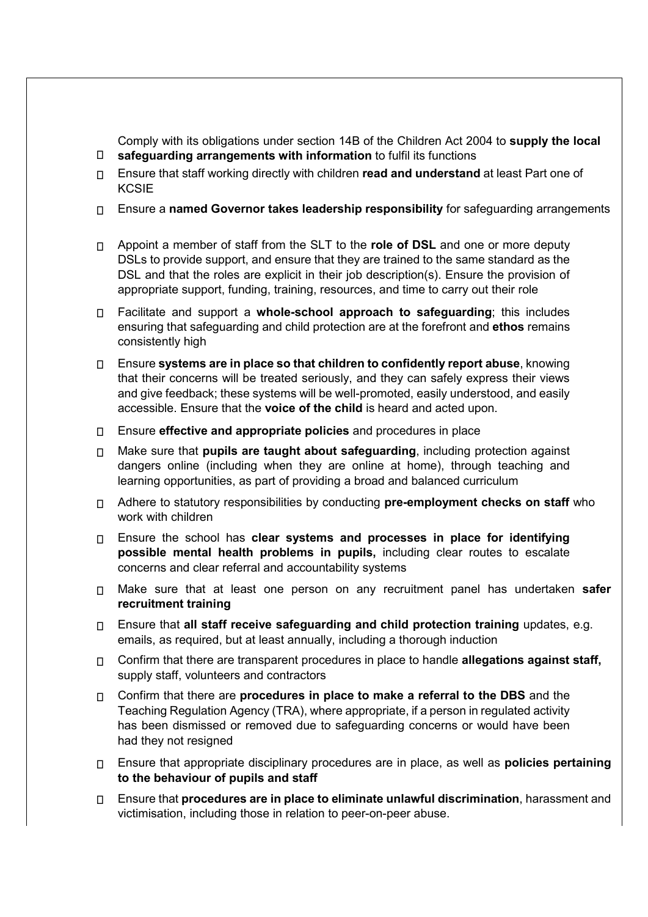- Comply with its obligations under section 14B of the Children Act 2004 to **supply the local safeguarding arrangements with information** to fulfil its functions
- Ensure that staff working directly with children **read and understand** at least Part one of KCSIE
- Ensure a **named Governor takes leadership responsibility** for safeguarding arrangements
- Appoint a member of staff from the SLT to the **role of DSL** and one or more deputy DSLs to provide support, and ensure that they are trained to the same standard as the DSL and that the roles are explicit in their job description(s). Ensure the provision of appropriate support, funding, training, resources, and time to carry out their role
- Facilitate and support a **whole-school approach to safeguarding**; this includes ensuring that safeguarding and child protection are at the forefront and **ethos** remains consistently high
- Ensure **systems are in place so that children to confidently report abuse**, knowing that their concerns will be treated seriously, and they can safely express their views and give feedback; these systems will be well-promoted, easily understood, and easily accessible. Ensure that the **voice of the child** is heard and acted upon.
- Ensure **effective and appropriate policies** and procedures in place
- Make sure that **pupils are taught about safeguarding**, including protection against dangers online (including when they are online at home), through teaching and learning opportunities, as part of providing a broad and balanced curriculum
- Adhere to statutory responsibilities by conducting **pre-employment checks on staff** who work with children
- Ensure the school has **clear systems and processes in place for identifying possible mental health problems in pupils,** including clear routes to escalate concerns and clear referral and accountability systems
- Make sure that at least one person on any recruitment panel has undertaken **safer recruitment training**
- Ensure that **all staff receive safeguarding and child protection training** updates, e.g. emails, as required, but at least annually, including a thorough induction
- Confirm that there are transparent procedures in place to handle **allegations against staff,** supply staff, volunteers and contractors
- Confirm that there are **procedures in place to make a referral to the DBS** and the Teaching Regulation Agency (TRA), where appropriate, if a person in regulated activity has been dismissed or removed due to safeguarding concerns or would have been had they not resigned
- Ensure that appropriate disciplinary procedures are in place, as well as **policies pertaining to the behaviour of pupils and staff**
- Ensure that **procedures are in place to eliminate unlawful discrimination**, harassment and victimisation, including those in relation to peer-on-peer abuse.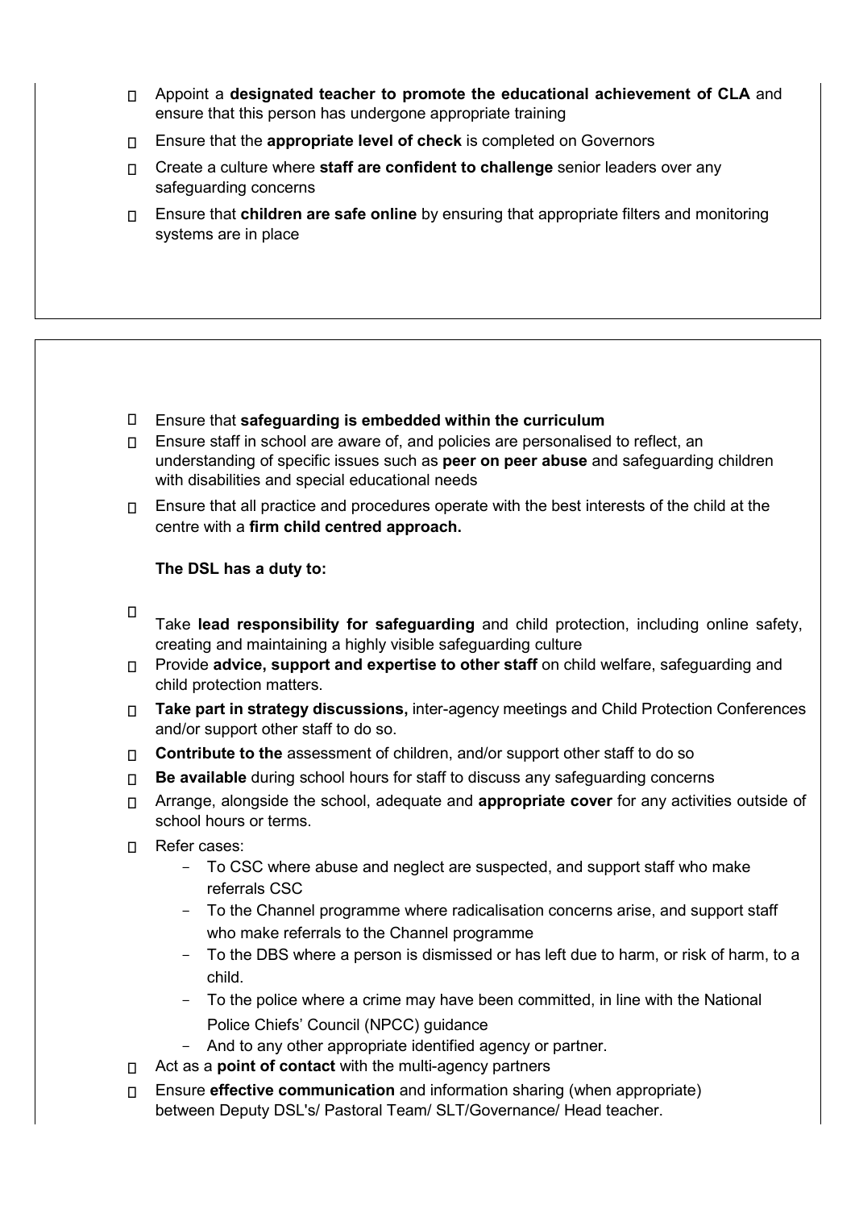- Appoint a **designated teacher to promote the educational achievement of CLA** and ensure that this person has undergone appropriate training
- Ensure that the **appropriate level of check** is completed on Governors
- Create a culture where **staff are confident to challenge** senior leaders over any safeguarding concerns
- Ensure that **children are safe online** by ensuring that appropriate filters and monitoring systems are in place

- Ensure that **safeguarding is embedded within the curriculum**
- Ensure staff in school are aware of, and policies are personalised to reflect, an understanding of specific issues such as **peer on peer abuse** and safeguarding children with disabilities and special educational needs
- Ensure that all practice and procedures operate with the best interests of the child at the centre with a **firm child centred approach.**

**The DSL has a duty to:**

- Take **lead responsibility for safeguarding** and child protection, including online safety, creating and maintaining a highly visible safeguarding culture
- Provide **advice, support and expertise to other staff** on child welfare, safeguarding and child protection matters.
- **Take part in strategy discussions,** inter-agency meetings and Child Protection Conferences and/or support other staff to do so.
- **Contribute to the** assessment of children, and/or support other staff to do so
- **Be available** during school hours for staff to discuss any safeguarding concerns
- Arrange, alongside the school, adequate and **appropriate cover** for any activities outside of school hours or terms.
- Refer cases:
  - To CSC where abuse and neglect are suspected, and support staff who make referrals CSC
  - To the Channel programme where radicalisation concerns arise, and support staff who make referrals to the Channel programme
  - To the DBS where a person is dismissed or has left due to harm, or risk of harm, to a child.
  - To the police where a crime may have been committed, in line with the National Police Chiefs' Council (NPCC) guidance
  - And to any other appropriate identified agency or partner.
- Act as a **point of contact** with the multi-agency partners
- Ensure **effective communication** and information sharing (when appropriate) between Deputy DSL's/ Pastoral Team/ SLT/Governance/ Head teacher.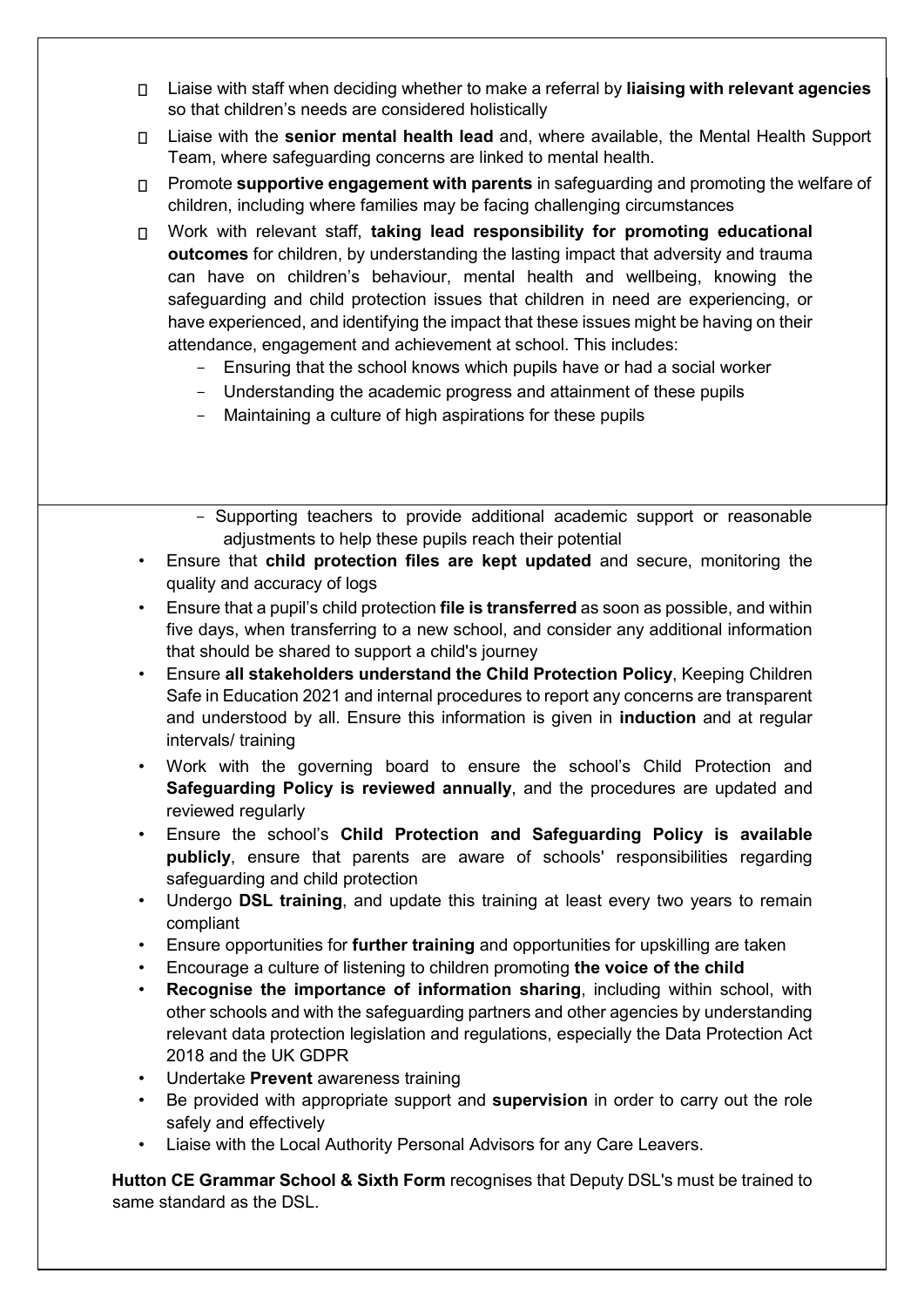- Liaise with staff when deciding whether to make a referral by **liaising with relevant agencies** so that children's needs are considered holistically
- Liaise with the **senior mental health lead** and, where available, the Mental Health Support Team, where safeguarding concerns are linked to mental health.
- Promote **supportive engagement with parents** in safeguarding and promoting the welfare of children, including where families may be facing challenging circumstances
- Work with relevant staff, **taking lead responsibility for promoting educational outcomes** for children, by understanding the lasting impact that adversity and trauma can have on children's behaviour, mental health and wellbeing, knowing the safeguarding and child protection issues that children in need are experiencing, or have experienced, and identifying the impact that these issues might be having on their attendance, engagement and achievement at school. This includes:
  - Ensuring that the school knows which pupils have or had a social worker
  - Understanding the academic progress and attainment of these pupils
  - Maintaining a culture of high aspirations for these pupils
  - Supporting teachers to provide additional academic support or reasonable adjustments to help these pupils reach their potential
- Ensure that **child protection files are kept updated** and secure, monitoring the quality and accuracy of logs
- Ensure that a pupil's child protection **file is transferred** as soon as possible, and within five days, when transferring to a new school, and consider any additional information that should be shared to support a child's journey
- Ensure **all stakeholders understand the Child Protection Policy**, Keeping Children Safe in Education 2021 and internal procedures to report any concerns are transparent and understood by all. Ensure this information is given in **induction** and at regular intervals/ training
- Work with the governing board to ensure the school's Child Protection and **Safeguarding Policy is reviewed annually**, and the procedures are updated and reviewed regularly
- Ensure the school's **Child Protection and Safeguarding Policy is available publicly**, ensure that parents are aware of schools' responsibilities regarding safeguarding and child protection
- Undergo **DSL training**, and update this training at least every two years to remain compliant
- Ensure opportunities for **further training** and opportunities for upskilling are taken
- Encourage a culture of listening to children promoting **the voice of the child**
- **Recognise the importance of information sharing**, including within school, with other schools and with the safeguarding partners and other agencies by understanding relevant data protection legislation and regulations, especially the Data Protection Act 2018 and the UK GDPR
- Undertake **Prevent** awareness training
- Be provided with appropriate support and **supervision** in order to carry out the role safely and effectively
- Liaise with the Local Authority Personal Advisors for any Care Leavers.

**Hutton CE Grammar School & Sixth Form** recognises that Deputy DSL's must be trained to same standard as the DSL.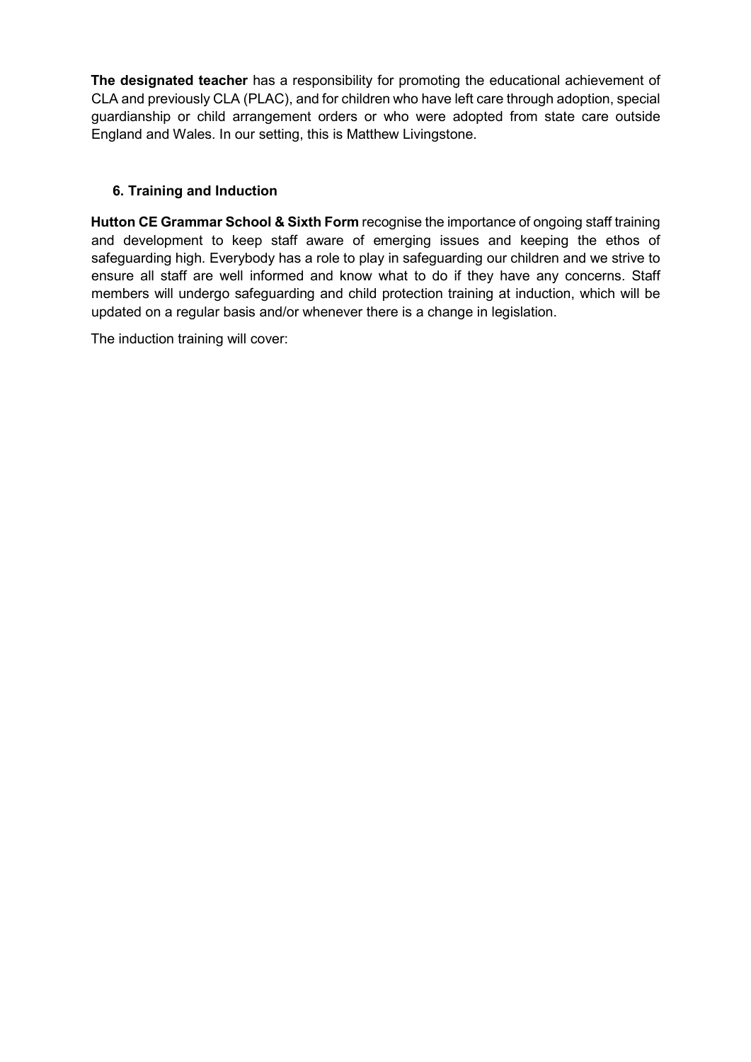**The designated teacher** has a responsibility for promoting the educational achievement of CLA and previously CLA (PLAC), and for children who have left care through adoption, special guardianship or child arrangement orders or who were adopted from state care outside England and Wales. In our setting, this is Matthew Livingstone.

### 6. Training and Induction

**Hutton CE Grammar School & Sixth Form** recognise the importance of ongoing staff training and development to keep staff aware of emerging issues and keeping the ethos of safeguarding high. Everybody has a role to play in safeguarding our children and we strive to ensure all staff are well informed and know what to do if they have any concerns. Staff members will undergo safeguarding and child protection training at induction, which will be updated on a regular basis and/or whenever there is a change in legislation.

The induction training will cover: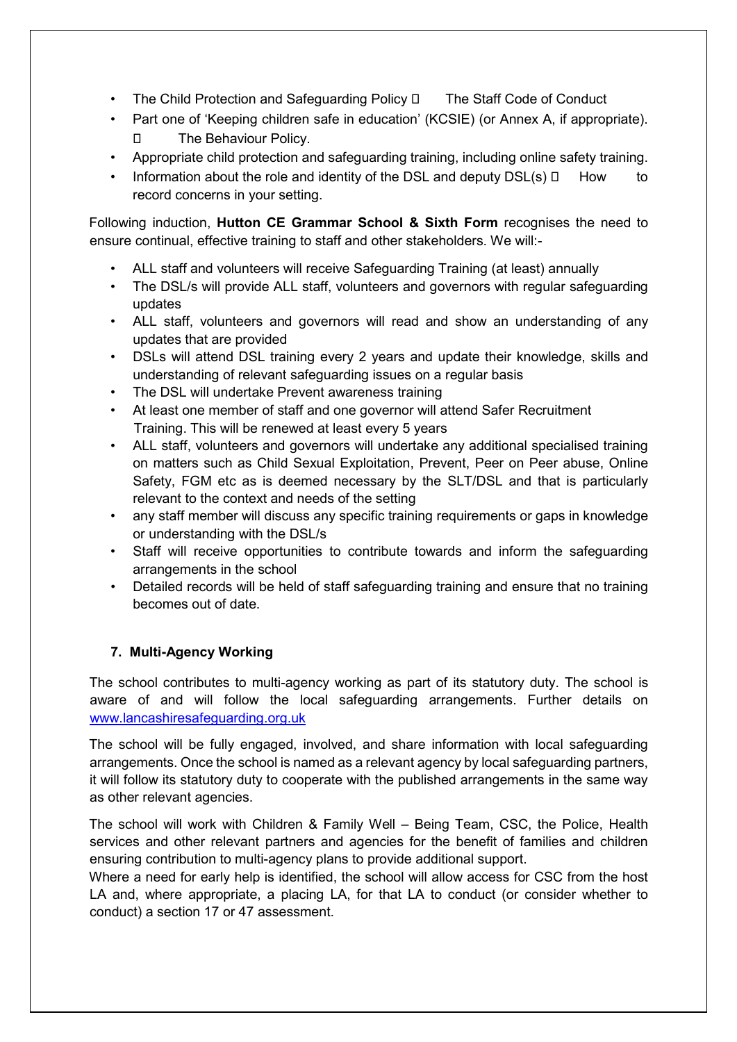- The Child Protection and Safeguarding Policy
- The Staff Code of Conduct
- Part one of 'Keeping children safe in education' (KCSIE) (or Annex A, if appropriate).
- The Behaviour Policy.
- Appropriate child protection and safeguarding training, including online safety training.
- Information about the role and identity of the DSL and deputy DSL(s)
- How to record concerns in your setting.

Following induction, **Hutton CE Grammar School & Sixth Form** recognises the need to ensure continual, effective training to staff and other stakeholders. We will:-

- ALL staff and volunteers will receive Safeguarding Training (at least) annually
- The DSL/s will provide ALL staff, volunteers and governors with regular safeguarding updates
- ALL staff, volunteers and governors will read and show an understanding of any updates that are provided
- DSLs will attend DSL training every 2 years and update their knowledge, skills and understanding of relevant safeguarding issues on a regular basis
- The DSL will undertake Prevent awareness training
- At least one member of staff and one governor will attend Safer Recruitment Training. This will be renewed at least every 5 years
- ALL staff, volunteers and governors will undertake any additional specialised training on matters such as Child Sexual Exploitation, Prevent, Peer on Peer abuse, Online Safety, FGM etc as is deemed necessary by the SLT/DSL and that is particularly relevant to the context and needs of the setting
- any staff member will discuss any specific training requirements or gaps in knowledge or understanding with the DSL/s
- Staff will receive opportunities to contribute towards and inform the safeguarding arrangements in the school
- Detailed records will be held of staff safeguarding training and ensure that no training becomes out of date.

## 7. Multi-Agency Working

The school contributes to multi-agency working as part of its statutory duty. The school is aware of and will follow the local safeguarding arrangements. Further details on www.lancashiresafeguarding.org.uk

The school will be fully engaged, involved, and share information with local safeguarding arrangements. Once the school is named as a relevant agency by local safeguarding partners, it will follow its statutory duty to cooperate with the published arrangements in the same way as other relevant agencies.

The school will work with Children & Family Well – Being Team, CSC, the Police, Health services and other relevant partners and agencies for the benefit of families and children ensuring contribution to multi-agency plans to provide additional support.

Where a need for early help is identified, the school will allow access for CSC from the host LA and, where appropriate, a placing LA, for that LA to conduct (or consider whether to conduct) a section 17 or 47 assessment.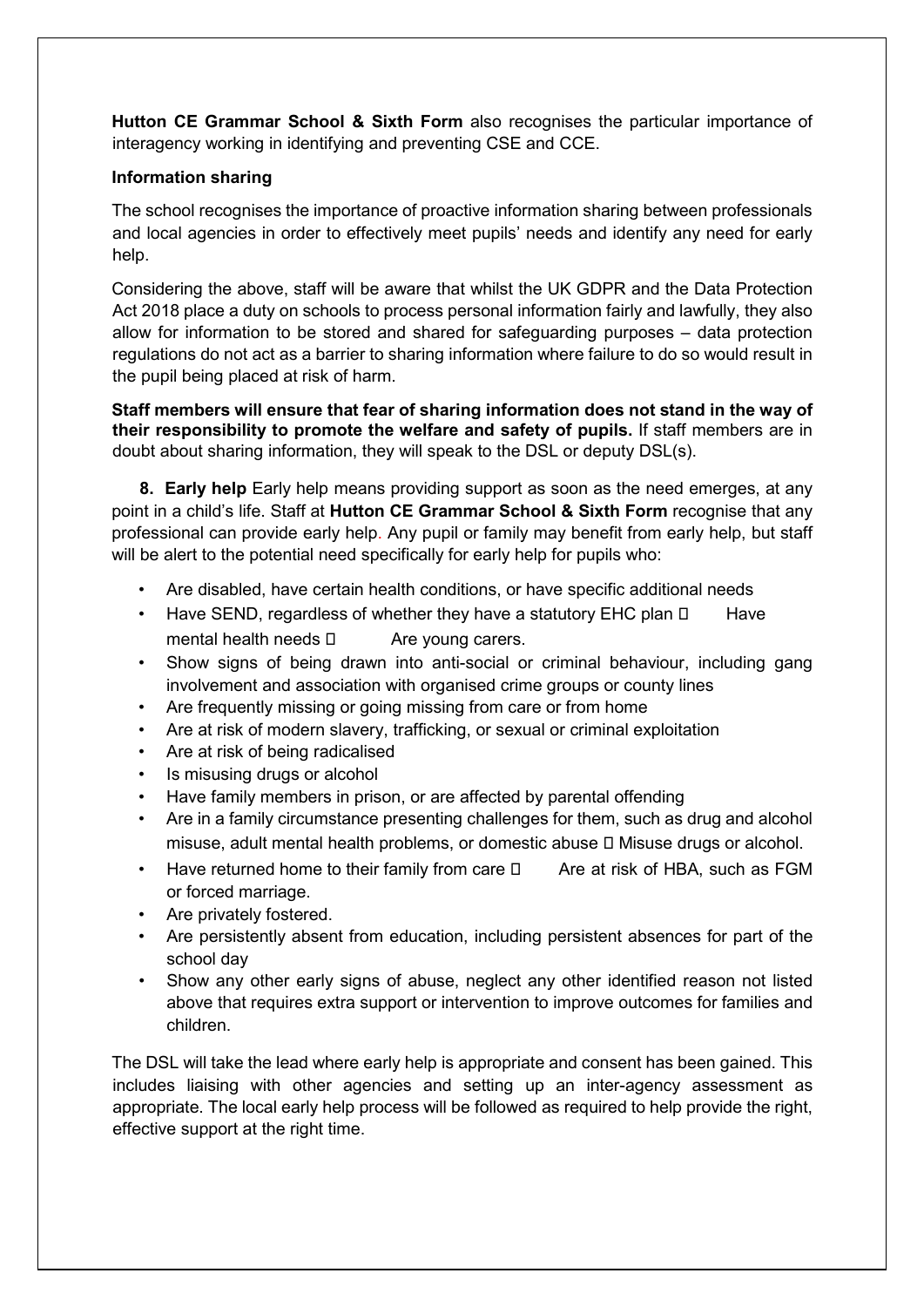**Hutton CE Grammar School & Sixth Form** also recognises the particular importance of interagency working in identifying and preventing CSE and CCE.

**Information sharing**

The school recognises the importance of proactive information sharing between professionals and local agencies in order to effectively meet pupils' needs and identify any need for early help.

Considering the above, staff will be aware that whilst the UK GDPR and the Data Protection Act 2018 place a duty on schools to process personal information fairly and lawfully, they also allow for information to be stored and shared for safeguarding purposes – data protection regulations do not act as a barrier to sharing information where failure to do so would result in the pupil being placed at risk of harm.

**Staff members will ensure that fear of sharing information does not stand in the way of their responsibility to promote the welfare and safety of pupils.** If staff members are in doubt about sharing information, they will speak to the DSL or deputy DSL(s).

## 8. Early help

Early help means providing support as soon as the need emerges, at any point in a child's life. Staff at **Hutton CE Grammar School & Sixth Form** recognise that any professional can provide early help. Any pupil or family may benefit from early help, but staff will be alert to the potential need specifically for early help for pupils who:

- Are disabled, have certain health conditions, or have specific additional needs
- Have SEND, regardless of whether they have a statutory EHC plan
- Have mental health needs
- Are young carers.
- Show signs of being drawn into anti-social or criminal behaviour, including gang involvement and association with organised crime groups or county lines
- Are frequently missing or going missing from care or from home
- Are at risk of modern slavery, trafficking, or sexual or criminal exploitation
- Are at risk of being radicalised
- Is misusing drugs or alcohol
- Have family members in prison, or are affected by parental offending
- Are in a family circumstance presenting challenges for them, such as drug and alcohol misuse, adult mental health problems, or domestic abuse
- Misuse drugs or alcohol.
- Have returned home to their family from care
- Are at risk of HBA, such as FGM or forced marriage.
- Are privately fostered.
- Are persistently absent from education, including persistent absences for part of the school day
- Show any other early signs of abuse, neglect any other identified reason not listed above that requires extra support or intervention to improve outcomes for families and children.

The DSL will take the lead where early help is appropriate and consent has been gained. This includes liaising with other agencies and setting up an inter-agency assessment as appropriate. The local early help process will be followed as required to help provide the right, effective support at the right time.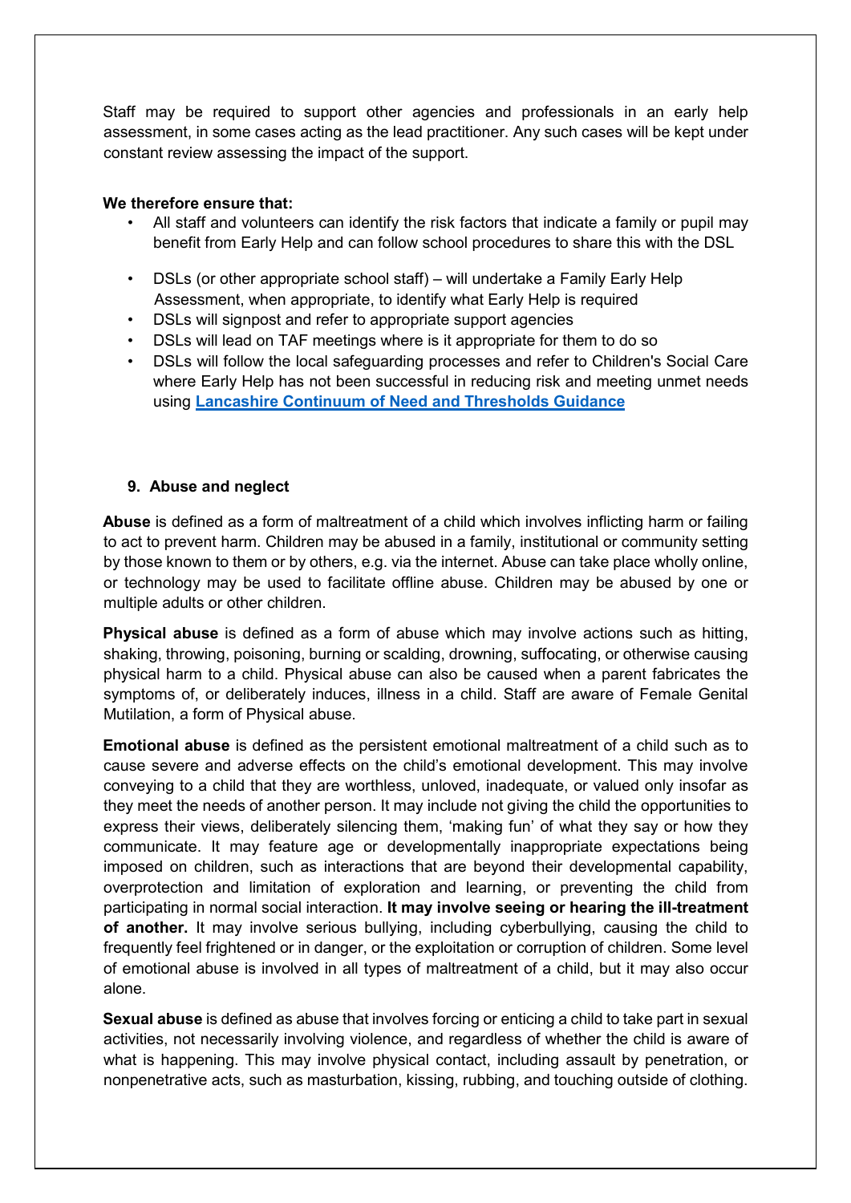Staff may be required to support other agencies and professionals in an early help assessment, in some cases acting as the lead practitioner. Any such cases will be kept under constant review assessing the impact of the support.

**We therefore ensure that:**

- All staff and volunteers can identify the risk factors that indicate a family or pupil may benefit from Early Help and can follow school procedures to share this with the DSL
- DSLs (or other appropriate school staff) – will undertake a Family Early Help Assessment, when appropriate, to identify what Early Help is required
- DSLs will signpost and refer to appropriate support agencies
- DSLs will lead on TAF meetings where is it appropriate for them to do so
- DSLs will follow the local safeguarding processes and refer to Children's Social Care where Early Help has not been successful in reducing risk and meeting unmet needs using **Lancashire Continuum of Need and Thresholds Guidance**

## 9. Abuse and neglect

**Abuse** is defined as a form of maltreatment of a child which involves inflicting harm or failing to act to prevent harm. Children may be abused in a family, institutional or community setting by those known to them or by others, e.g. via the internet. Abuse can take place wholly online, or technology may be used to facilitate offline abuse. Children may be abused by one or multiple adults or other children.

**Physical abuse** is defined as a form of abuse which may involve actions such as hitting, shaking, throwing, poisoning, burning or scalding, drowning, suffocating, or otherwise causing physical harm to a child. Physical abuse can also be caused when a parent fabricates the symptoms of, or deliberately induces, illness in a child. Staff are aware of Female Genital Mutilation, a form of Physical abuse.

**Emotional abuse** is defined as the persistent emotional maltreatment of a child such as to cause severe and adverse effects on the child's emotional development. This may involve conveying to a child that they are worthless, unloved, inadequate, or valued only insofar as they meet the needs of another person. It may include not giving the child the opportunities to express their views, deliberately silencing them, 'making fun' of what they say or how they communicate. It may feature age or developmentally inappropriate expectations being imposed on children, such as interactions that are beyond their developmental capability, overprotection and limitation of exploration and learning, or preventing the child from participating in normal social interaction. **It may involve seeing or hearing the ill-treatment of another.** It may involve serious bullying, including cyberbullying, causing the child to frequently feel frightened or in danger, or the exploitation or corruption of children. Some level of emotional abuse is involved in all types of maltreatment of a child, but it may also occur alone.

**Sexual abuse** is defined as abuse that involves forcing or enticing a child to take part in sexual activities, not necessarily involving violence, and regardless of whether the child is aware of what is happening. This may involve physical contact, including assault by penetration, or nonpenetrative acts, such as masturbation, kissing, rubbing, and touching outside of clothing.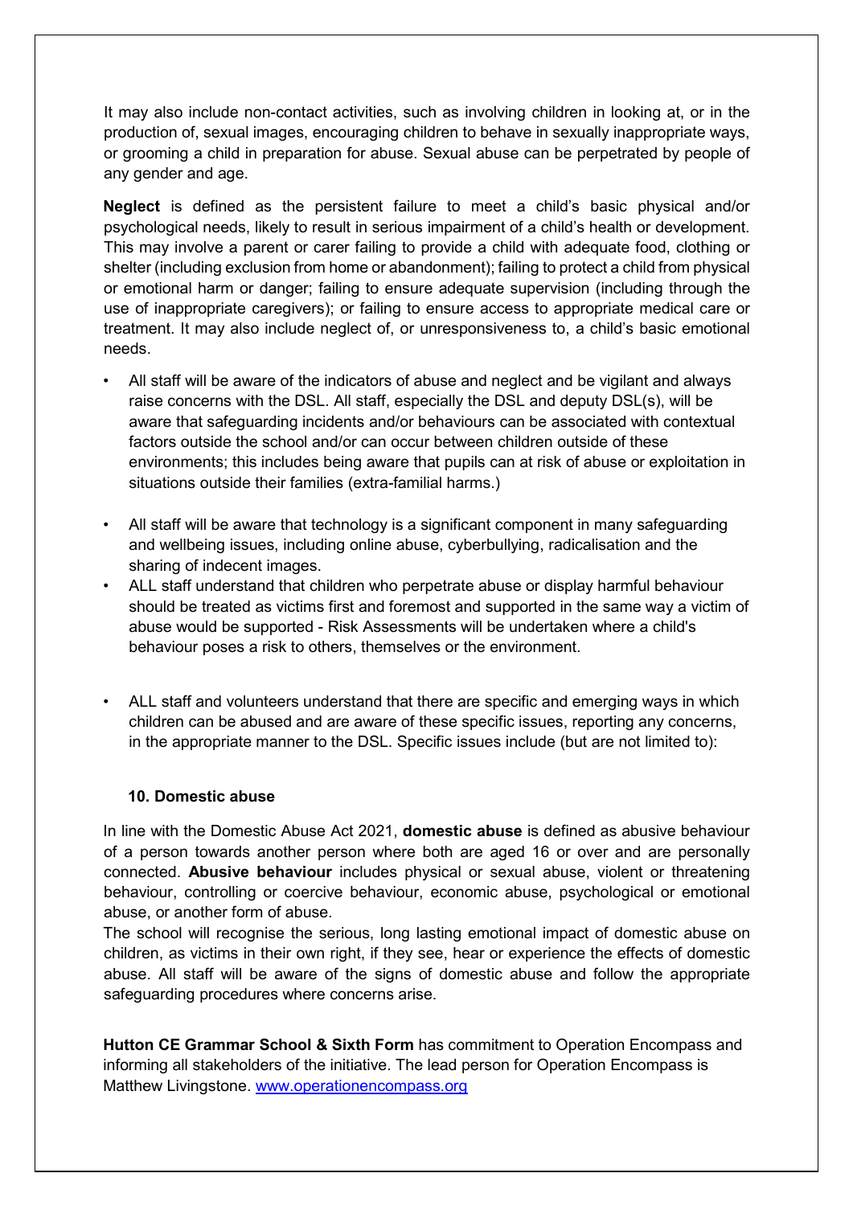It may also include non-contact activities, such as involving children in looking at, or in the production of, sexual images, encouraging children to behave in sexually inappropriate ways, or grooming a child in preparation for abuse. Sexual abuse can be perpetrated by people of any gender and age.

**Neglect** is defined as the persistent failure to meet a child's basic physical and/or psychological needs, likely to result in serious impairment of a child's health or development. This may involve a parent or carer failing to provide a child with adequate food, clothing or shelter (including exclusion from home or abandonment); failing to protect a child from physical or emotional harm or danger; failing to ensure adequate supervision (including through the use of inappropriate caregivers); or failing to ensure access to appropriate medical care or treatment. It may also include neglect of, or unresponsiveness to, a child's basic emotional needs.

- All staff will be aware of the indicators of abuse and neglect and be vigilant and always raise concerns with the DSL. All staff, especially the DSL and deputy DSL(s), will be aware that safeguarding incidents and/or behaviours can be associated with contextual factors outside the school and/or can occur between children outside of these environments; this includes being aware that pupils can at risk of abuse or exploitation in situations outside their families (extra-familial harms.)
- All staff will be aware that technology is a significant component in many safeguarding and wellbeing issues, including online abuse, cyberbullying, radicalisation and the sharing of indecent images.
- ALL staff understand that children who perpetrate abuse or display harmful behaviour should be treated as victims first and foremost and supported in the same way a victim of abuse would be supported - Risk Assessments will be undertaken where a child's behaviour poses a risk to others, themselves or the environment.
- ALL staff and volunteers understand that there are specific and emerging ways in which children can be abused and are aware of these specific issues, reporting any concerns, in the appropriate manner to the DSL. Specific issues include (but are not limited to):

### 10. Domestic abuse

In line with the Domestic Abuse Act 2021, **domestic abuse** is defined as abusive behaviour of a person towards another person where both are aged 16 or over and are personally connected. **Abusive behaviour** includes physical or sexual abuse, violent or threatening behaviour, controlling or coercive behaviour, economic abuse, psychological or emotional abuse, or another form of abuse.

The school will recognise the serious, long lasting emotional impact of domestic abuse on children, as victims in their own right, if they see, hear or experience the effects of domestic abuse. All staff will be aware of the signs of domestic abuse and follow the appropriate safeguarding procedures where concerns arise.

**Hutton CE Grammar School & Sixth Form** has commitment to Operation Encompass and informing all stakeholders of the initiative. The lead person for Operation Encompass is Matthew Livingstone. [www.operationencompass.org](http://www.operationencompass.org)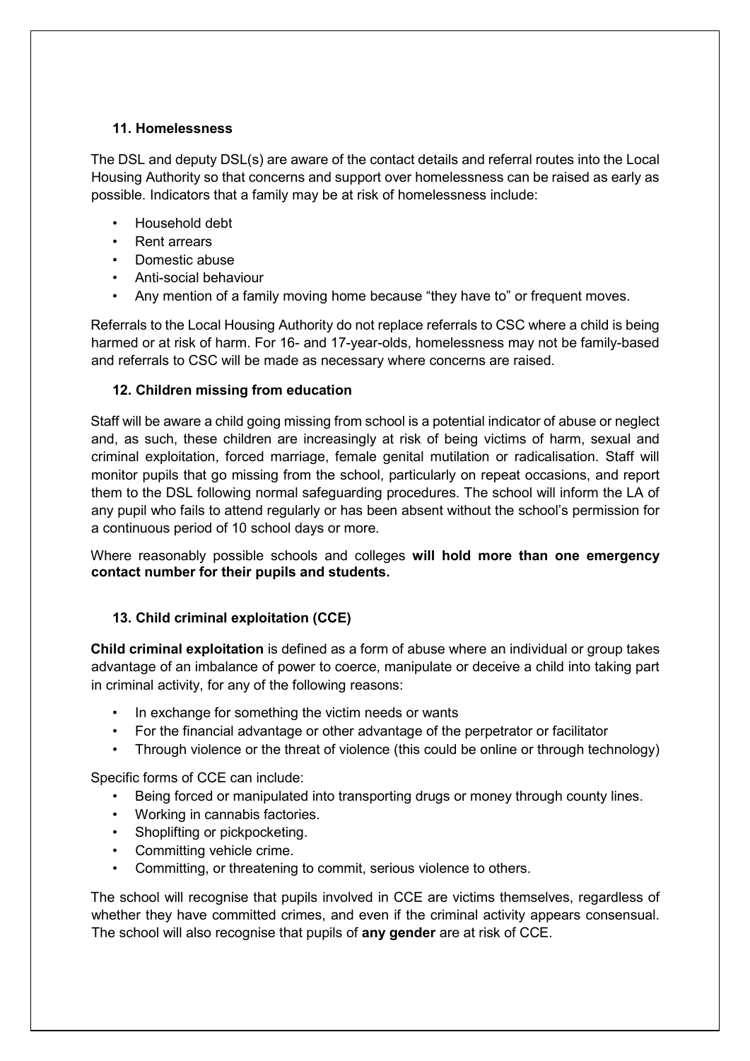### 11. Homelessness

The DSL and deputy DSL(s) are aware of the contact details and referral routes into the Local Housing Authority so that concerns and support over homelessness can be raised as early as possible. Indicators that a family may be at risk of homelessness include:

- Household debt
- Rent arrears
- Domestic abuse
- Anti-social behaviour
- Any mention of a family moving home because "they have to" or frequent moves.

Referrals to the Local Housing Authority do not replace referrals to CSC where a child is being harmed or at risk of harm. For 16- and 17-year-olds, homelessness may not be family-based and referrals to CSC will be made as necessary where concerns are raised.

### 12. Children missing from education

Staff will be aware a child going missing from school is a potential indicator of abuse or neglect and, as such, these children are increasingly at risk of being victims of harm, sexual and criminal exploitation, forced marriage, female genital mutilation or radicalisation. Staff will monitor pupils that go missing from the school, particularly on repeat occasions, and report them to the DSL following normal safeguarding procedures. The school will inform the LA of any pupil who fails to attend regularly or has been absent without the school's permission for a continuous period of 10 school days or more.

Where reasonably possible schools and colleges **will hold more than one emergency contact number for their pupils and students.**

### 13. Child criminal exploitation (CCE)

**Child criminal exploitation** is defined as a form of abuse where an individual or group takes advantage of an imbalance of power to coerce, manipulate or deceive a child into taking part in criminal activity, for any of the following reasons:

- In exchange for something the victim needs or wants
- For the financial advantage or other advantage of the perpetrator or facilitator
- Through violence or the threat of violence (this could be online or through technology)

Specific forms of CCE can include:

- Being forced or manipulated into transporting drugs or money through county lines.
- Working in cannabis factories.
- Shoplifting or pickpocketing.
- Committing vehicle crime.
- Committing, or threatening to commit, serious violence to others.

The school will recognise that pupils involved in CCE are victims themselves, regardless of whether they have committed crimes, and even if the criminal activity appears consensual. The school will also recognise that pupils of **any gender** are at risk of CCE.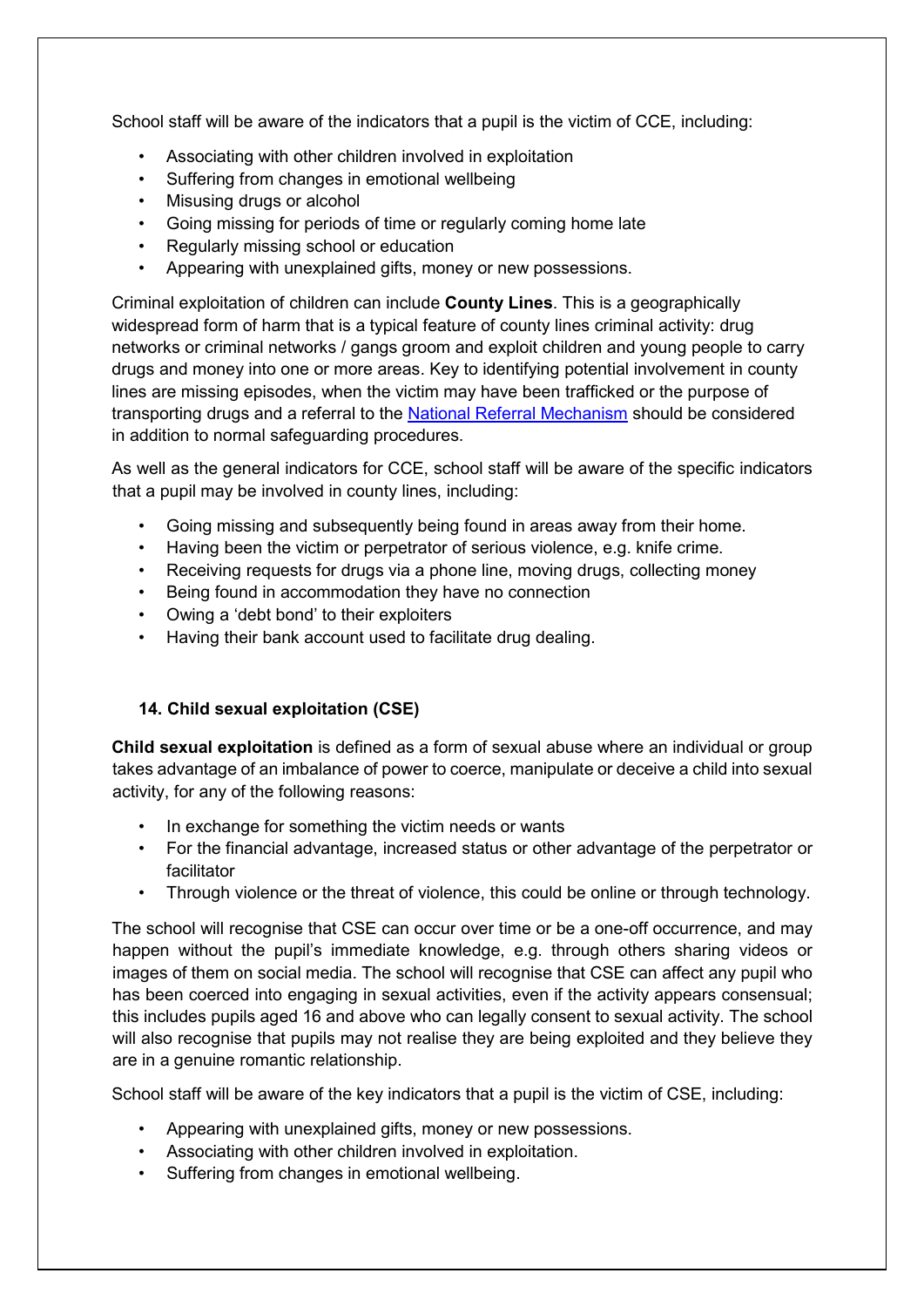School staff will be aware of the indicators that a pupil is the victim of CCE, including:

- Associating with other children involved in exploitation
- Suffering from changes in emotional wellbeing
- Misusing drugs or alcohol
- Going missing for periods of time or regularly coming home late
- Regularly missing school or education
- Appearing with unexplained gifts, money or new possessions.

Criminal exploitation of children can include **County Lines**. This is a geographically widespread form of harm that is a typical feature of county lines criminal activity: drug networks or criminal networks / gangs groom and exploit children and young people to carry drugs and money into one or more areas. Key to identifying potential involvement in county lines are missing episodes, when the victim may have been trafficked or the purpose of transporting drugs and a referral to the [National Referral Mechanism]() should be considered in addition to normal safeguarding procedures.

As well as the general indicators for CCE, school staff will be aware of the specific indicators that a pupil may be involved in county lines, including:

- Going missing and subsequently being found in areas away from their home.
- Having been the victim or perpetrator of serious violence, e.g. knife crime.
- Receiving requests for drugs via a phone line, moving drugs, collecting money
- Being found in accommodation they have no connection
- Owing a 'debt bond' to their exploiters
- Having their bank account used to facilitate drug dealing.

### 14. Child sexual exploitation (CSE)

**Child sexual exploitation** is defined as a form of sexual abuse where an individual or group takes advantage of an imbalance of power to coerce, manipulate or deceive a child into sexual activity, for any of the following reasons:

- In exchange for something the victim needs or wants
- For the financial advantage, increased status or other advantage of the perpetrator or facilitator
- Through violence or the threat of violence, this could be online or through technology.

The school will recognise that CSE can occur over time or be a one-off occurrence, and may happen without the pupil's immediate knowledge, e.g. through others sharing videos or images of them on social media. The school will recognise that CSE can affect any pupil who has been coerced into engaging in sexual activities, even if the activity appears consensual; this includes pupils aged 16 and above who can legally consent to sexual activity. The school will also recognise that pupils may not realise they are being exploited and they believe they are in a genuine romantic relationship.

School staff will be aware of the key indicators that a pupil is the victim of CSE, including:

- Appearing with unexplained gifts, money or new possessions.
- Associating with other children involved in exploitation.
- Suffering from changes in emotional wellbeing.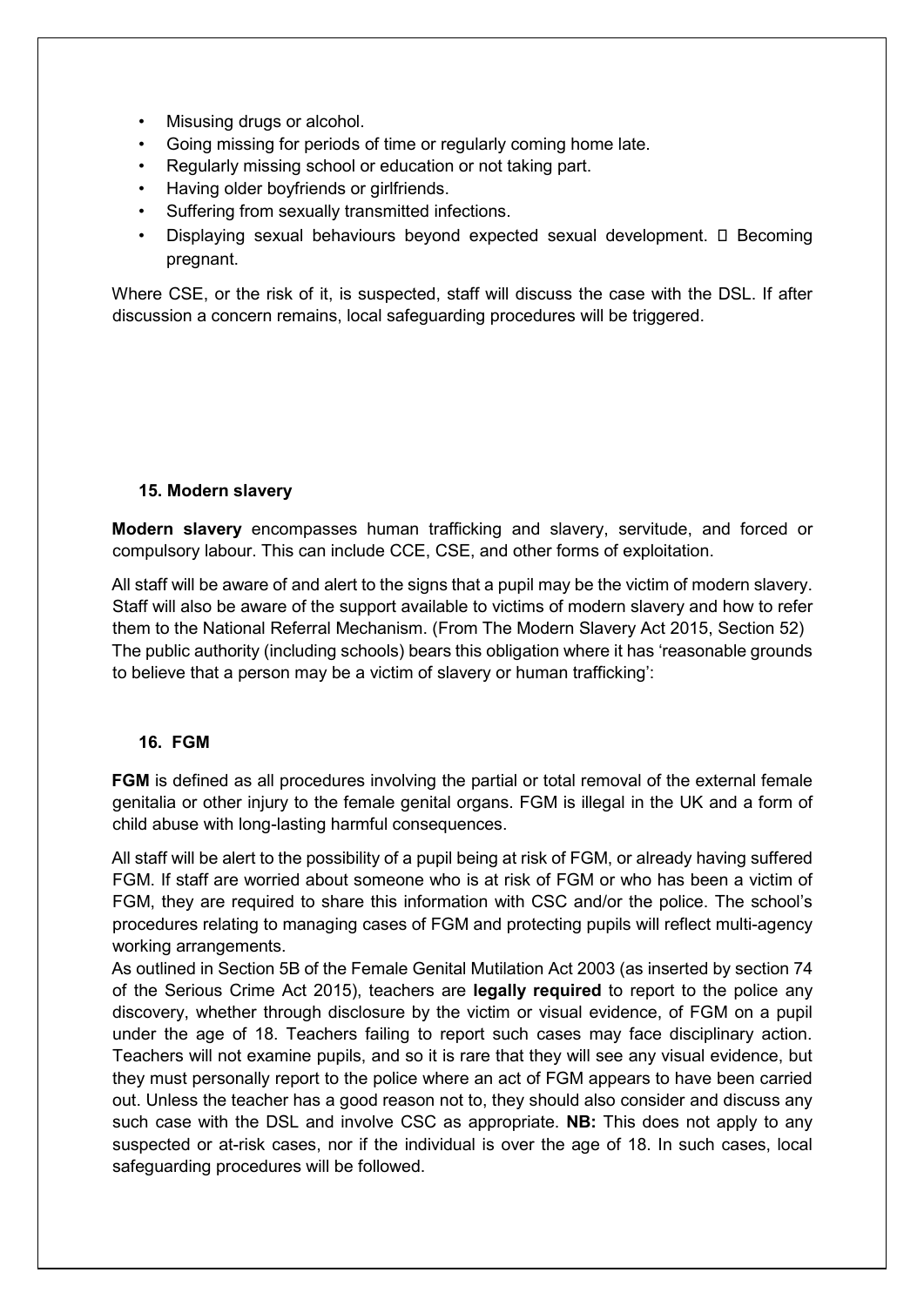- Misusing drugs or alcohol.
- Going missing for periods of time or regularly coming home late.
- Regularly missing school or education or not taking part.
- Having older boyfriends or girlfriends.
- Suffering from sexually transmitted infections.
- Displaying sexual behaviours beyond expected sexual development.  Becoming pregnant.

Where CSE, or the risk of it, is suspected, staff will discuss the case with the DSL. If after discussion a concern remains, local safeguarding procedures will be triggered.

## 15. Modern slavery

**Modern slavery** encompasses human trafficking and slavery, servitude, and forced or compulsory labour. This can include CCE, CSE, and other forms of exploitation.

All staff will be aware of and alert to the signs that a pupil may be the victim of modern slavery. Staff will also be aware of the support available to victims of modern slavery and how to refer them to the National Referral Mechanism. (From The Modern Slavery Act 2015, Section 52) The public authority (including schools) bears this obligation where it has 'reasonable grounds to believe that a person may be a victim of slavery or human trafficking':

## 16. FGM

**FGM** is defined as all procedures involving the partial or total removal of the external female genitalia or other injury to the female genital organs. FGM is illegal in the UK and a form of child abuse with long-lasting harmful consequences.

All staff will be alert to the possibility of a pupil being at risk of FGM, or already having suffered FGM. If staff are worried about someone who is at risk of FGM or who has been a victim of FGM, they are required to share this information with CSC and/or the police. The school's procedures relating to managing cases of FGM and protecting pupils will reflect multi-agency working arrangements.

As outlined in Section 5B of the Female Genital Mutilation Act 2003 (as inserted by section 74 of the Serious Crime Act 2015), teachers are **legally required** to report to the police any discovery, whether through disclosure by the victim or visual evidence, of FGM on a pupil under the age of 18. Teachers failing to report such cases may face disciplinary action. Teachers will not examine pupils, and so it is rare that they will see any visual evidence, but they must personally report to the police where an act of FGM appears to have been carried out. Unless the teacher has a good reason not to, they should also consider and discuss any such case with the DSL and involve CSC as appropriate. **NB:** This does not apply to any suspected or at-risk cases, nor if the individual is over the age of 18. In such cases, local safeguarding procedures will be followed.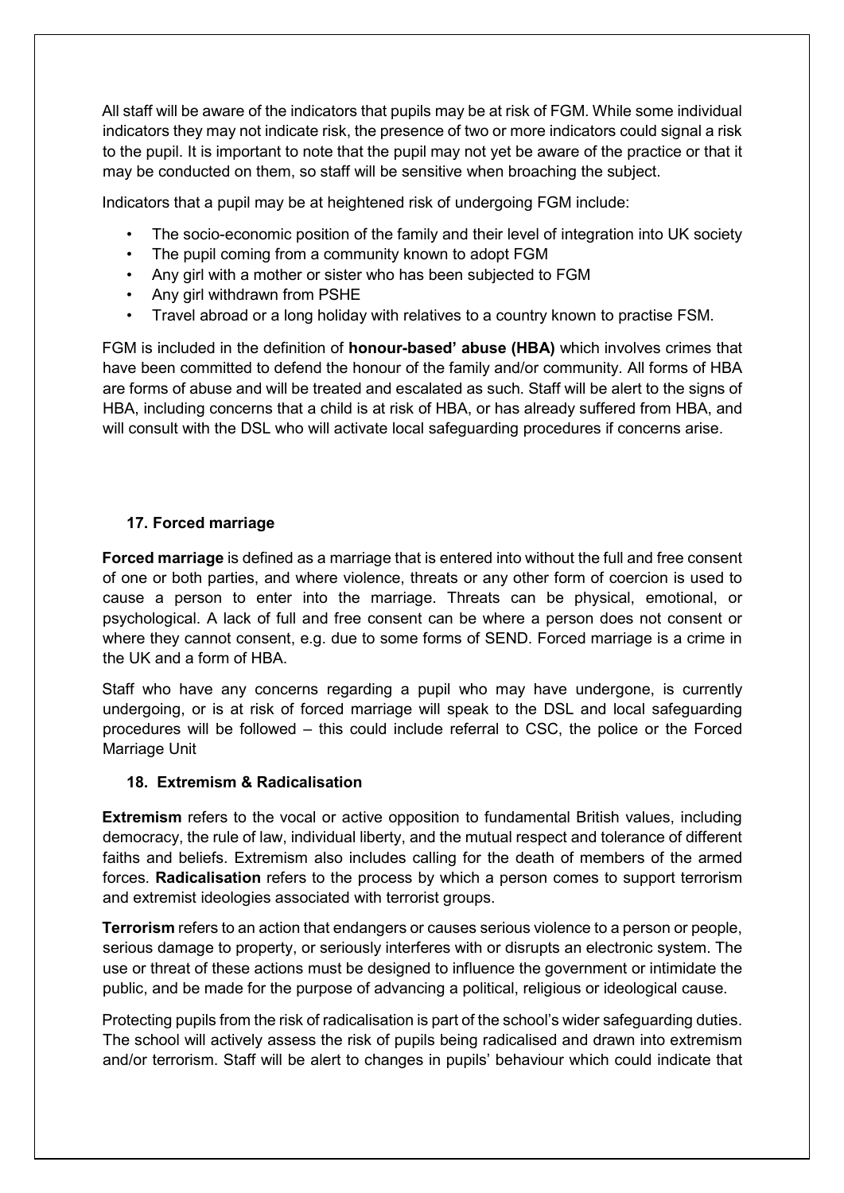All staff will be aware of the indicators that pupils may be at risk of FGM. While some individual indicators they may not indicate risk, the presence of two or more indicators could signal a risk to the pupil. It is important to note that the pupil may not yet be aware of the practice or that it may be conducted on them, so staff will be sensitive when broaching the subject.

Indicators that a pupil may be at heightened risk of undergoing FGM include:

- The socio-economic position of the family and their level of integration into UK society
- The pupil coming from a community known to adopt FGM
- Any girl with a mother or sister who has been subjected to FGM
- Any girl withdrawn from PSHE
- Travel abroad or a long holiday with relatives to a country known to practise FSM.

FGM is included in the definition of **honour-based' abuse (HBA)** which involves crimes that have been committed to defend the honour of the family and/or community. All forms of HBA are forms of abuse and will be treated and escalated as such. Staff will be alert to the signs of HBA, including concerns that a child is at risk of HBA, or has already suffered from HBA, and will consult with the DSL who will activate local safeguarding procedures if concerns arise.

### 17. Forced marriage

**Forced marriage** is defined as a marriage that is entered into without the full and free consent of one or both parties, and where violence, threats or any other form of coercion is used to cause a person to enter into the marriage. Threats can be physical, emotional, or psychological. A lack of full and free consent can be where a person does not consent or where they cannot consent, e.g. due to some forms of SEND. Forced marriage is a crime in the UK and a form of HBA.

Staff who have any concerns regarding a pupil who may have undergone, is currently undergoing, or is at risk of forced marriage will speak to the DSL and local safeguarding procedures will be followed – this could include referral to CSC, the police or the Forced Marriage Unit

### 18. Extremism & Radicalisation

**Extremism** refers to the vocal or active opposition to fundamental British values, including democracy, the rule of law, individual liberty, and the mutual respect and tolerance of different faiths and beliefs. Extremism also includes calling for the death of members of the armed forces. **Radicalisation** refers to the process by which a person comes to support terrorism and extremist ideologies associated with terrorist groups.

**Terrorism** refers to an action that endangers or causes serious violence to a person or people, serious damage to property, or seriously interferes with or disrupts an electronic system. The use or threat of these actions must be designed to influence the government or intimidate the public, and be made for the purpose of advancing a political, religious or ideological cause.

Protecting pupils from the risk of radicalisation is part of the school's wider safeguarding duties. The school will actively assess the risk of pupils being radicalised and drawn into extremism and/or terrorism. Staff will be alert to changes in pupils' behaviour which could indicate that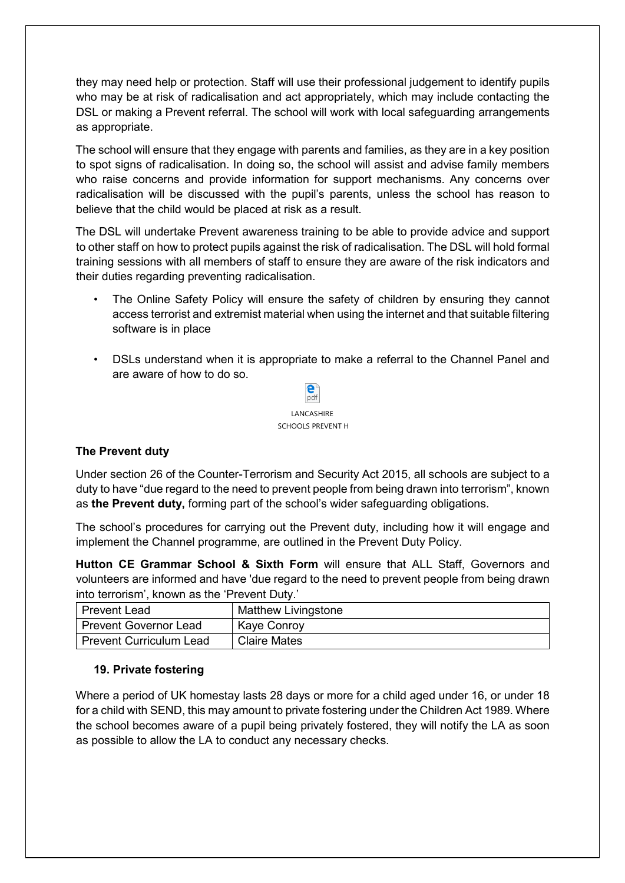they may need help or protection. Staff will use their professional judgement to identify pupils who may be at risk of radicalisation and act appropriately, which may include contacting the DSL or making a Prevent referral. The school will work with local safeguarding arrangements as appropriate.

The school will ensure that they engage with parents and families, as they are in a key position to spot signs of radicalisation. In doing so, the school will assist and advise family members who raise concerns and provide information for support mechanisms. Any concerns over radicalisation will be discussed with the pupil's parents, unless the school has reason to believe that the child would be placed at risk as a result.

The DSL will undertake Prevent awareness training to be able to provide advice and support to other staff on how to protect pupils against the risk of radicalisation. The DSL will hold formal training sessions with all members of staff to ensure they are aware of the risk indicators and their duties regarding preventing radicalisation.

- The Online Safety Policy will ensure the safety of children by ensuring they cannot access terrorist and extremist material when using the internet and that suitable filtering software is in place
- DSLs understand when it is appropriate to make a referral to the Channel Panel and are aware of how to do so.

LANCASHIRE SCHOOLS PREVENT H

### The Prevent duty

Under section 26 of the Counter-Terrorism and Security Act 2015, all schools are subject to a duty to have "due regard to the need to prevent people from being drawn into terrorism", known as **the Prevent duty,** forming part of the school's wider safeguarding obligations.

The school's procedures for carrying out the Prevent duty, including how it will engage and implement the Channel programme, are outlined in the Prevent Duty Policy.

**Hutton CE Grammar School & Sixth Form** will ensure that ALL Staff, Governors and volunteers are informed and have 'due regard to the need to prevent people from being drawn into terrorism', known as the 'Prevent Duty.'

| Prevent Lead | Matthew Livingstone |
|---|---|
| Prevent Governor Lead | Kaye Conroy |
| Prevent Curriculum Lead | Claire Mates |

### 19. Private fostering

Where a period of UK homestay lasts 28 days or more for a child aged under 16, or under 18 for a child with SEND, this may amount to private fostering under the Children Act 1989. Where the school becomes aware of a pupil being privately fostered, they will notify the LA as soon as possible to allow the LA to conduct any necessary checks.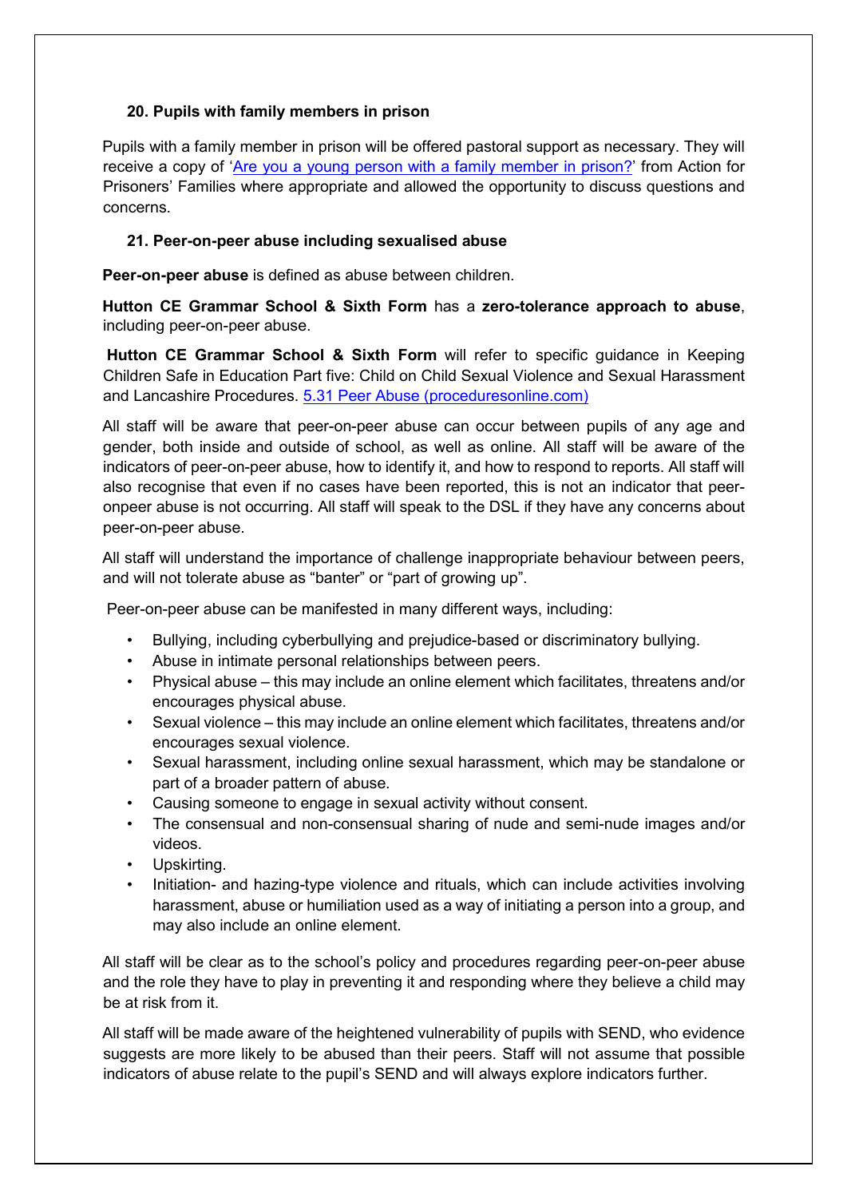### 20. Pupils with family members in prison

Pupils with a family member in prison will be offered pastoral support as necessary. They will receive a copy of '[Are you a young person with a family member in prison?](#)' from Action for Prisoners' Families where appropriate and allowed the opportunity to discuss questions and concerns.

### 21. Peer-on-peer abuse including sexualised abuse

**Peer-on-peer abuse** is defined as abuse between children.

**Hutton CE Grammar School & Sixth Form** has a **zero-tolerance approach to abuse**, including peer-on-peer abuse.

**Hutton CE Grammar School & Sixth Form** will refer to specific guidance in Keeping Children Safe in Education Part five: Child on Child Sexual Violence and Sexual Harassment and Lancashire Procedures. [5.31 Peer Abuse (proceduresonline.com)](#)

All staff will be aware that peer-on-peer abuse can occur between pupils of any age and gender, both inside and outside of school, as well as online. All staff will be aware of the indicators of peer-on-peer abuse, how to identify it, and how to respond to reports. All staff will also recognise that even if no cases have been reported, this is not an indicator that peer-onpeer abuse is not occurring. All staff will speak to the DSL if they have any concerns about peer-on-peer abuse.

All staff will understand the importance of challenge inappropriate behaviour between peers, and will not tolerate abuse as "banter" or "part of growing up".

Peer-on-peer abuse can be manifested in many different ways, including:

- Bullying, including cyberbullying and prejudice-based or discriminatory bullying.
- Abuse in intimate personal relationships between peers.
- Physical abuse – this may include an online element which facilitates, threatens and/or encourages physical abuse.
- Sexual violence – this may include an online element which facilitates, threatens and/or encourages sexual violence.
- Sexual harassment, including online sexual harassment, which may be standalone or part of a broader pattern of abuse.
- Causing someone to engage in sexual activity without consent.
- The consensual and non-consensual sharing of nude and semi-nude images and/or videos.
- Upskirting.
- Initiation- and hazing-type violence and rituals, which can include activities involving harassment, abuse or humiliation used as a way of initiating a person into a group, and may also include an online element.

All staff will be clear as to the school's policy and procedures regarding peer-on-peer abuse and the role they have to play in preventing it and responding where they believe a child may be at risk from it.

All staff will be made aware of the heightened vulnerability of pupils with SEND, who evidence suggests are more likely to be abused than their peers. Staff will not assume that possible indicators of abuse relate to the pupil's SEND and will always explore indicators further.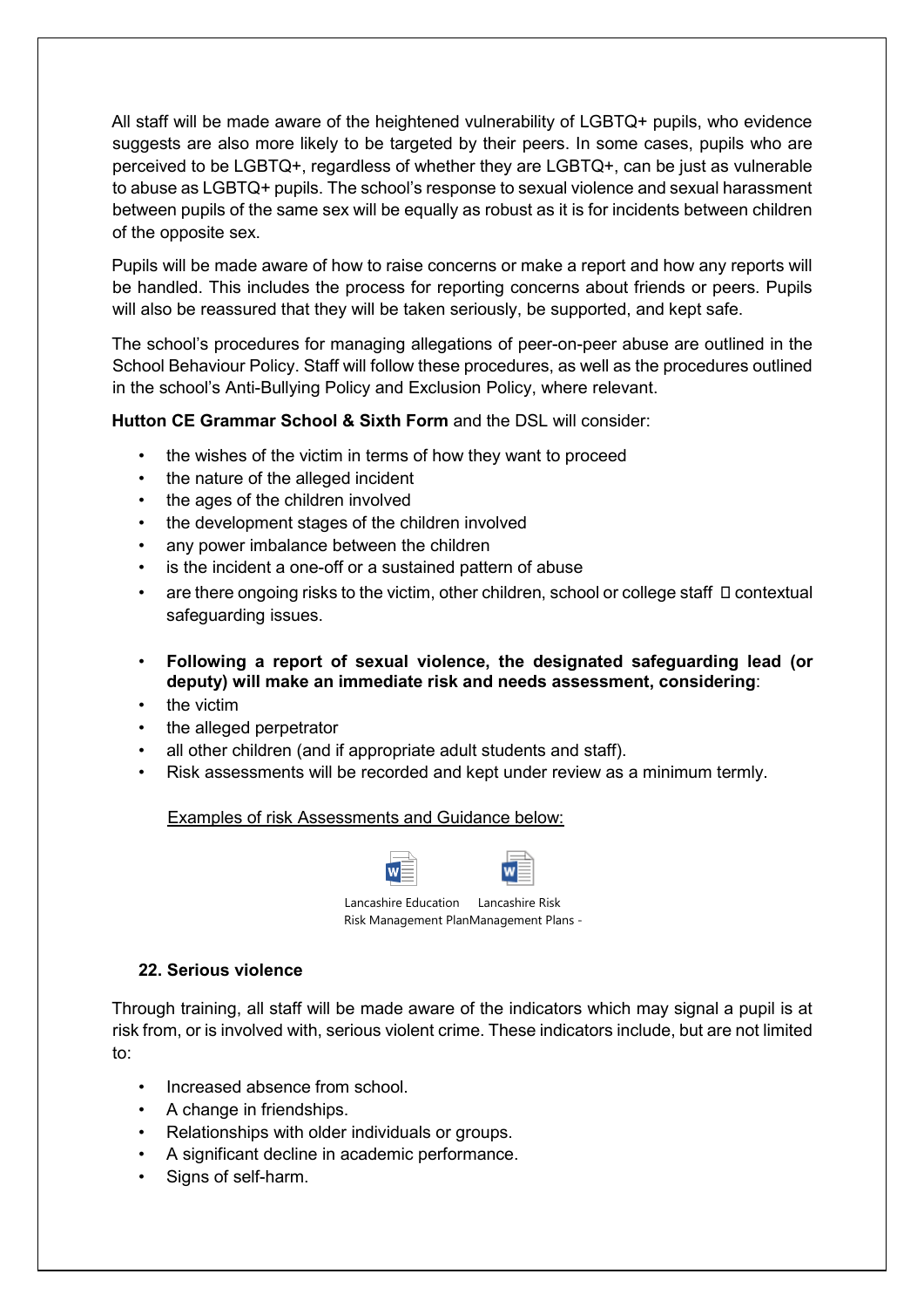All staff will be made aware of the heightened vulnerability of LGBTQ+ pupils, who evidence suggests are also more likely to be targeted by their peers. In some cases, pupils who are perceived to be LGBTQ+, regardless of whether they are LGBTQ+, can be just as vulnerable to abuse as LGBTQ+ pupils. The school's response to sexual violence and sexual harassment between pupils of the same sex will be equally as robust as it is for incidents between children of the opposite sex.

Pupils will be made aware of how to raise concerns or make a report and how any reports will be handled. This includes the process for reporting concerns about friends or peers. Pupils will also be reassured that they will be taken seriously, be supported, and kept safe.

The school's procedures for managing allegations of peer-on-peer abuse are outlined in the School Behaviour Policy. Staff will follow these procedures, as well as the procedures outlined in the school's Anti-Bullying Policy and Exclusion Policy, where relevant.

**Hutton CE Grammar School & Sixth Form** and the DSL will consider:

- the wishes of the victim in terms of how they want to proceed
- the nature of the alleged incident
- the ages of the children involved
- the development stages of the children involved
- any power imbalance between the children
- is the incident a one-off or a sustained pattern of abuse
- are there ongoing risks to the victim, other children, school or college staff  contextual safeguarding issues.

- **Following a report of sexual violence, the designated safeguarding lead (or deputy) will make an immediate risk and needs assessment, considering**:
- the victim
- the alleged perpetrator
- all other children (and if appropriate adult students and staff).
- Risk assessments will be recorded and kept under review as a minimum termly.

Examples of risk Assessments and Guidance below:

Lancashire Education Risk Management Plan Lancashire Risk Management Plans -

### 22. Serious violence

Through training, all staff will be made aware of the indicators which may signal a pupil is at risk from, or is involved with, serious violent crime. These indicators include, but are not limited to:

- Increased absence from school.
- A change in friendships.
- Relationships with older individuals or groups.
- A significant decline in academic performance.
- Signs of self-harm.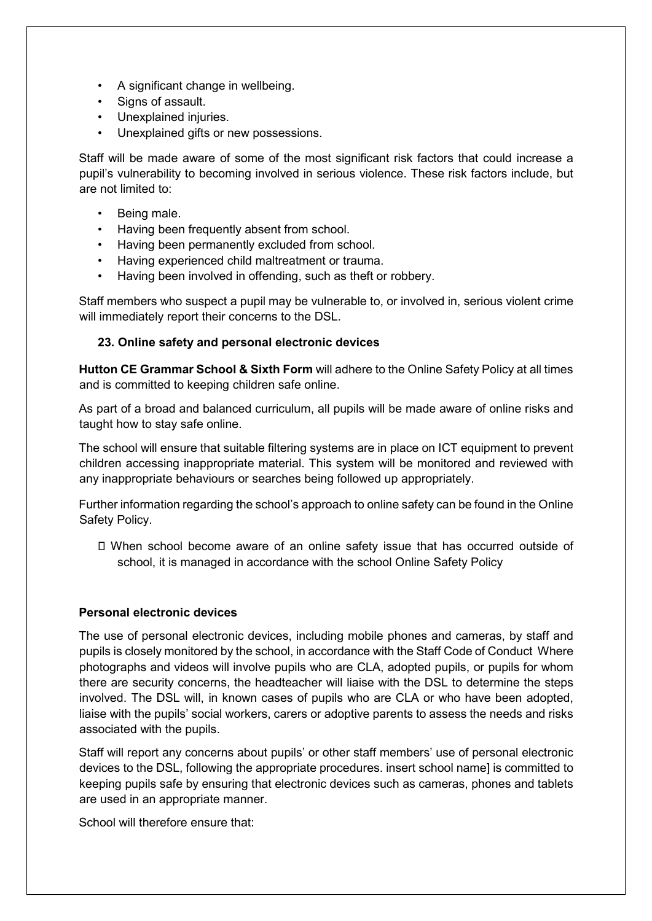- A significant change in wellbeing.
- Signs of assault.
- Unexplained injuries.
- Unexplained gifts or new possessions.

Staff will be made aware of some of the most significant risk factors that could increase a pupil's vulnerability to becoming involved in serious violence. These risk factors include, but are not limited to:

- Being male.
- Having been frequently absent from school.
- Having been permanently excluded from school.
- Having experienced child maltreatment or trauma.
- Having been involved in offending, such as theft or robbery.

Staff members who suspect a pupil may be vulnerable to, or involved in, serious violent crime will immediately report their concerns to the DSL.

### 23. Online safety and personal electronic devices

**Hutton CE Grammar School & Sixth Form** will adhere to the Online Safety Policy at all times and is committed to keeping children safe online.

As part of a broad and balanced curriculum, all pupils will be made aware of online risks and taught how to stay safe online.

The school will ensure that suitable filtering systems are in place on ICT equipment to prevent children accessing inappropriate material. This system will be monitored and reviewed with any inappropriate behaviours or searches being followed up appropriately.

Further information regarding the school's approach to online safety can be found in the Online Safety Policy.

- When school become aware of an online safety issue that has occurred outside of school, it is managed in accordance with the school Online Safety Policy

#### Personal electronic devices

The use of personal electronic devices, including mobile phones and cameras, by staff and pupils is closely monitored by the school, in accordance with the Staff Code of Conduct Where photographs and videos will involve pupils who are CLA, adopted pupils, or pupils for whom there are security concerns, the headteacher will liaise with the DSL to determine the steps involved. The DSL will, in known cases of pupils who are CLA or who have been adopted, liaise with the pupils' social workers, carers or adoptive parents to assess the needs and risks associated with the pupils.

Staff will report any concerns about pupils' or other staff members' use of personal electronic devices to the DSL, following the appropriate procedures. insert school name] is committed to keeping pupils safe by ensuring that electronic devices such as cameras, phones and tablets are used in an appropriate manner.

School will therefore ensure that: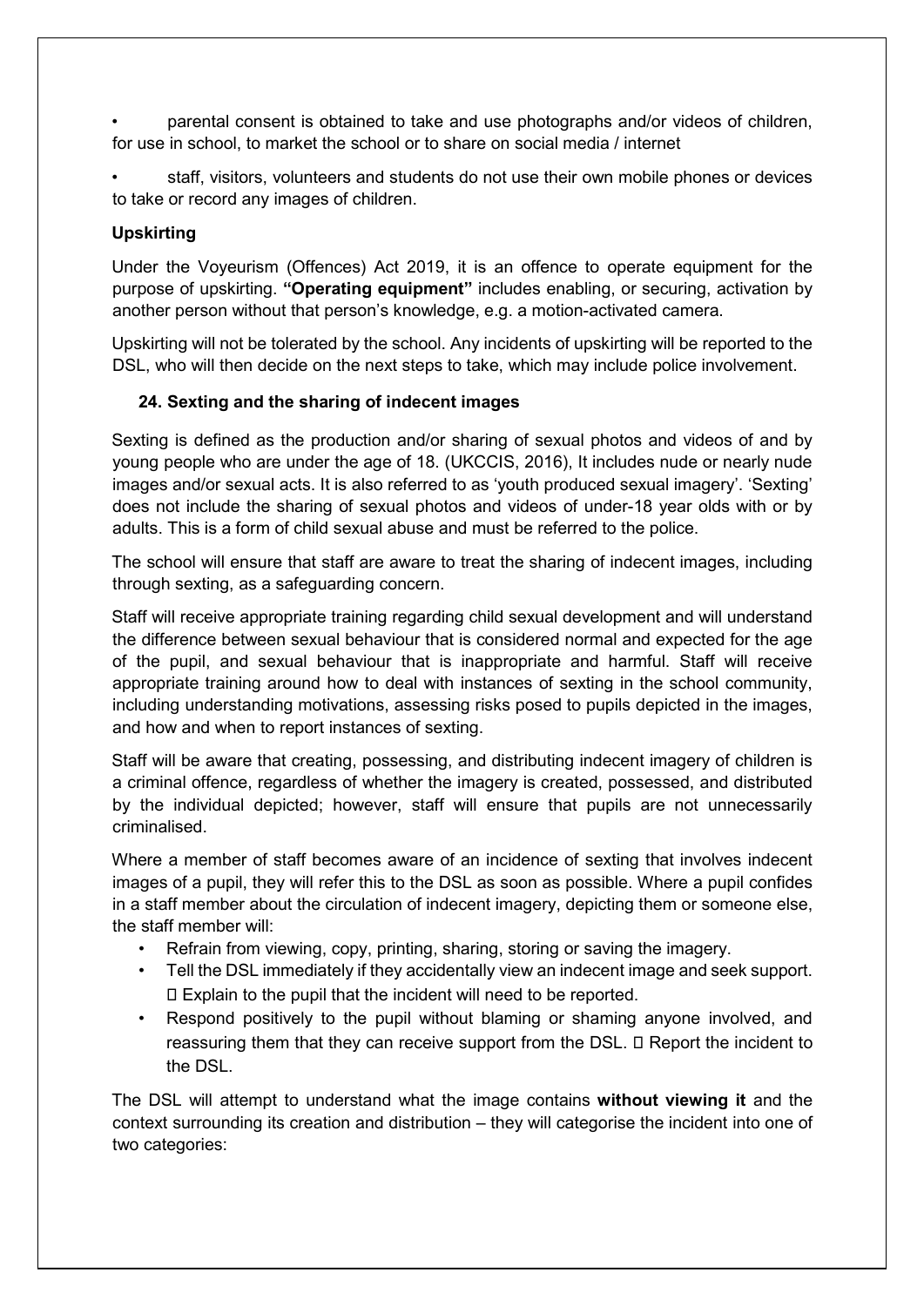- parental consent is obtained to take and use photographs and/or videos of children, for use in school, to market the school or to share on social media / internet
- staff, visitors, volunteers and students do not use their own mobile phones or devices to take or record any images of children.

**Upskirting**

Under the Voyeurism (Offences) Act 2019, it is an offence to operate equipment for the purpose of upskirting. **"Operating equipment"** includes enabling, or securing, activation by another person without that person's knowledge, e.g. a motion-activated camera.

Upskirting will not be tolerated by the school. Any incidents of upskirting will be reported to the DSL, who will then decide on the next steps to take, which may include police involvement.

## 24. Sexting and the sharing of indecent images

Sexting is defined as the production and/or sharing of sexual photos and videos of and by young people who are under the age of 18. (UKCCIS, 2016), It includes nude or nearly nude images and/or sexual acts. It is also referred to as 'youth produced sexual imagery'. 'Sexting' does not include the sharing of sexual photos and videos of under-18 year olds with or by adults. This is a form of child sexual abuse and must be referred to the police.

The school will ensure that staff are aware to treat the sharing of indecent images, including through sexting, as a safeguarding concern.

Staff will receive appropriate training regarding child sexual development and will understand the difference between sexual behaviour that is considered normal and expected for the age of the pupil, and sexual behaviour that is inappropriate and harmful. Staff will receive appropriate training around how to deal with instances of sexting in the school community, including understanding motivations, assessing risks posed to pupils depicted in the images, and how and when to report instances of sexting.

Staff will be aware that creating, possessing, and distributing indecent imagery of children is a criminal offence, regardless of whether the imagery is created, possessed, and distributed by the individual depicted; however, staff will ensure that pupils are not unnecessarily criminalised.

Where a member of staff becomes aware of an incidence of sexting that involves indecent images of a pupil, they will refer this to the DSL as soon as possible. Where a pupil confides in a staff member about the circulation of indecent imagery, depicting them or someone else, the staff member will:

- Refrain from viewing, copy, printing, sharing, storing or saving the imagery.
- Tell the DSL immediately if they accidentally view an indecent image and seek support.
- Explain to the pupil that the incident will need to be reported.
- Respond positively to the pupil without blaming or shaming anyone involved, and reassuring them that they can receive support from the DSL.
- Report the incident to the DSL.

The DSL will attempt to understand what the image contains **without viewing it** and the context surrounding its creation and distribution – they will categorise the incident into one of two categories: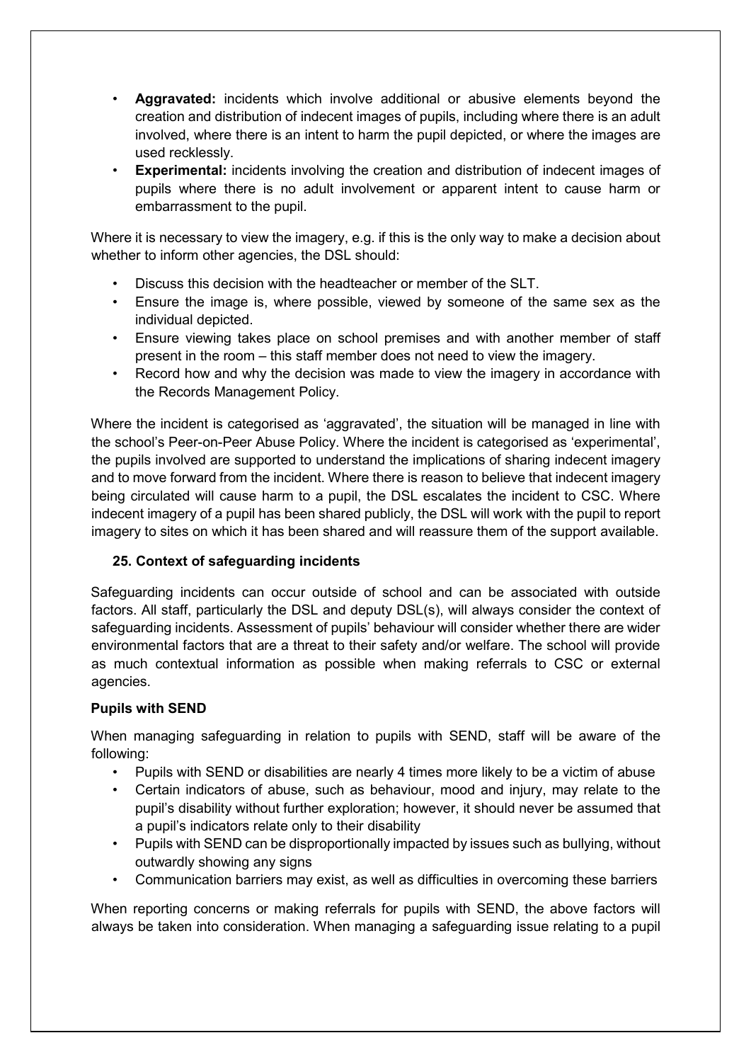- **Aggravated:** incidents which involve additional or abusive elements beyond the creation and distribution of indecent images of pupils, including where there is an adult involved, where there is an intent to harm the pupil depicted, or where the images are used recklessly.
- **Experimental:** incidents involving the creation and distribution of indecent images of pupils where there is no adult involvement or apparent intent to cause harm or embarrassment to the pupil.

Where it is necessary to view the imagery, e.g. if this is the only way to make a decision about whether to inform other agencies, the DSL should:

- Discuss this decision with the headteacher or member of the SLT.
- Ensure the image is, where possible, viewed by someone of the same sex as the individual depicted.
- Ensure viewing takes place on school premises and with another member of staff present in the room – this staff member does not need to view the imagery.
- Record how and why the decision was made to view the imagery in accordance with the Records Management Policy.

Where the incident is categorised as 'aggravated', the situation will be managed in line with the school's Peer-on-Peer Abuse Policy. Where the incident is categorised as 'experimental', the pupils involved are supported to understand the implications of sharing indecent imagery and to move forward from the incident. Where there is reason to believe that indecent imagery being circulated will cause harm to a pupil, the DSL escalates the incident to CSC. Where indecent imagery of a pupil has been shared publicly, the DSL will work with the pupil to report imagery to sites on which it has been shared and will reassure them of the support available.

## 25. Context of safeguarding incidents

Safeguarding incidents can occur outside of school and can be associated with outside factors. All staff, particularly the DSL and deputy DSL(s), will always consider the context of safeguarding incidents. Assessment of pupils' behaviour will consider whether there are wider environmental factors that are a threat to their safety and/or welfare. The school will provide as much contextual information as possible when making referrals to CSC or external agencies.

### Pupils with SEND

When managing safeguarding in relation to pupils with SEND, staff will be aware of the following:

- Pupils with SEND or disabilities are nearly 4 times more likely to be a victim of abuse
- Certain indicators of abuse, such as behaviour, mood and injury, may relate to the pupil's disability without further exploration; however, it should never be assumed that a pupil's indicators relate only to their disability
- Pupils with SEND can be disproportionally impacted by issues such as bullying, without outwardly showing any signs
- Communication barriers may exist, as well as difficulties in overcoming these barriers

When reporting concerns or making referrals for pupils with SEND, the above factors will always be taken into consideration. When managing a safeguarding issue relating to a pupil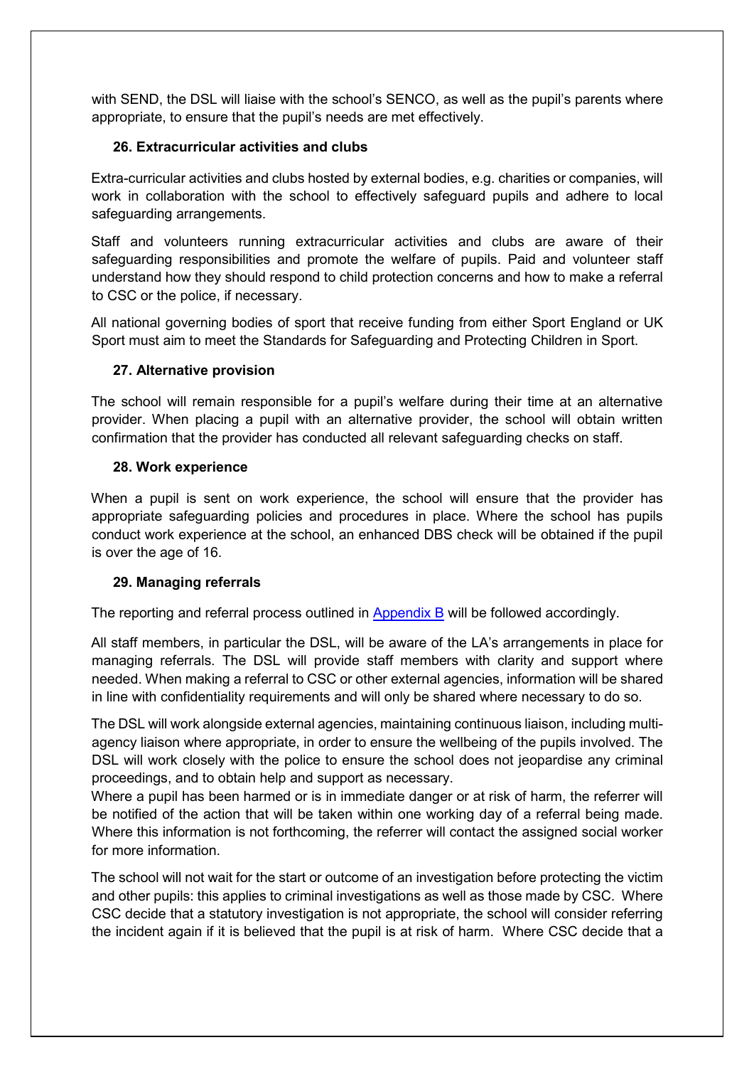with SEND, the DSL will liaise with the school's SENCO, as well as the pupil's parents where appropriate, to ensure that the pupil's needs are met effectively.

### 26. Extracurricular activities and clubs

Extra-curricular activities and clubs hosted by external bodies, e.g. charities or companies, will work in collaboration with the school to effectively safeguard pupils and adhere to local safeguarding arrangements.

Staff and volunteers running extracurricular activities and clubs are aware of their safeguarding responsibilities and promote the welfare of pupils. Paid and volunteer staff understand how they should respond to child protection concerns and how to make a referral to CSC or the police, if necessary.

All national governing bodies of sport that receive funding from either Sport England or UK Sport must aim to meet the Standards for Safeguarding and Protecting Children in Sport.

### 27. Alternative provision

The school will remain responsible for a pupil's welfare during their time at an alternative provider. When placing a pupil with an alternative provider, the school will obtain written confirmation that the provider has conducted all relevant safeguarding checks on staff.

### 28. Work experience

When a pupil is sent on work experience, the school will ensure that the provider has appropriate safeguarding policies and procedures in place. Where the school has pupils conduct work experience at the school, an enhanced DBS check will be obtained if the pupil is over the age of 16.

### 29. Managing referrals

The reporting and referral process outlined in Appendix B will be followed accordingly.

All staff members, in particular the DSL, will be aware of the LA's arrangements in place for managing referrals. The DSL will provide staff members with clarity and support where needed. When making a referral to CSC or other external agencies, information will be shared in line with confidentiality requirements and will only be shared where necessary to do so.

The DSL will work alongside external agencies, maintaining continuous liaison, including multi-agency liaison where appropriate, in order to ensure the wellbeing of the pupils involved. The DSL will work closely with the police to ensure the school does not jeopardise any criminal proceedings, and to obtain help and support as necessary.

Where a pupil has been harmed or is in immediate danger or at risk of harm, the referrer will be notified of the action that will be taken within one working day of a referral being made. Where this information is not forthcoming, the referrer will contact the assigned social worker for more information.

The school will not wait for the start or outcome of an investigation before protecting the victim and other pupils: this applies to criminal investigations as well as those made by CSC. Where CSC decide that a statutory investigation is not appropriate, the school will consider referring the incident again if it is believed that the pupil is at risk of harm. Where CSC decide that a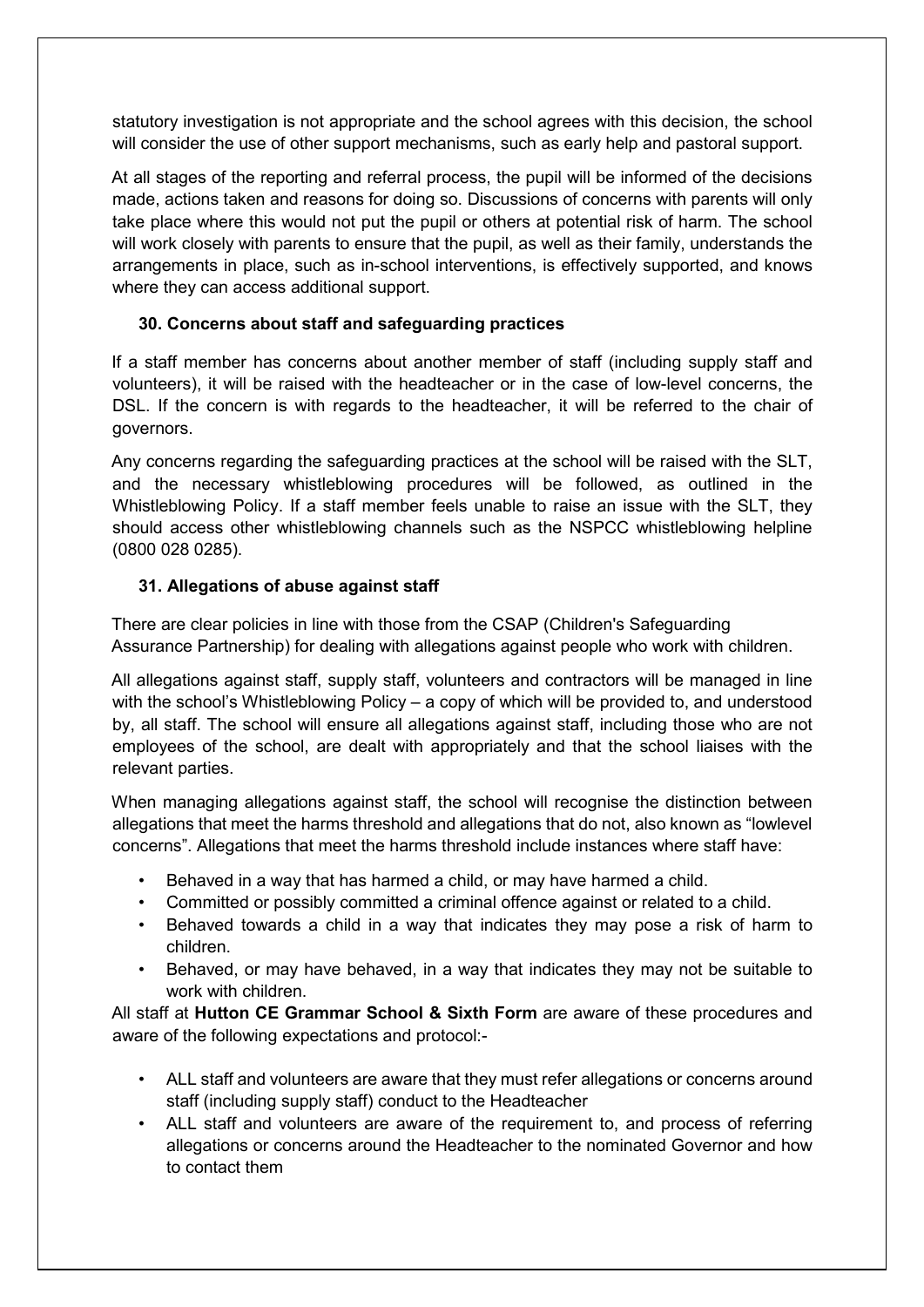statutory investigation is not appropriate and the school agrees with this decision, the school will consider the use of other support mechanisms, such as early help and pastoral support.

At all stages of the reporting and referral process, the pupil will be informed of the decisions made, actions taken and reasons for doing so. Discussions of concerns with parents will only take place where this would not put the pupil or others at potential risk of harm. The school will work closely with parents to ensure that the pupil, as well as their family, understands the arrangements in place, such as in-school interventions, is effectively supported, and knows where they can access additional support.

### 30. Concerns about staff and safeguarding practices

If a staff member has concerns about another member of staff (including supply staff and volunteers), it will be raised with the headteacher or in the case of low-level concerns, the DSL. If the concern is with regards to the headteacher, it will be referred to the chair of governors.

Any concerns regarding the safeguarding practices at the school will be raised with the SLT, and the necessary whistleblowing procedures will be followed, as outlined in the Whistleblowing Policy. If a staff member feels unable to raise an issue with the SLT, they should access other whistleblowing channels such as the NSPCC whistleblowing helpline (0800 028 0285).

### 31. Allegations of abuse against staff

There are clear policies in line with those from the CSAP (Children's Safeguarding Assurance Partnership) for dealing with allegations against people who work with children.

All allegations against staff, supply staff, volunteers and contractors will be managed in line with the school's Whistleblowing Policy – a copy of which will be provided to, and understood by, all staff. The school will ensure all allegations against staff, including those who are not employees of the school, are dealt with appropriately and that the school liaises with the relevant parties.

When managing allegations against staff, the school will recognise the distinction between allegations that meet the harms threshold and allegations that do not, also known as "lowlevel concerns". Allegations that meet the harms threshold include instances where staff have:

- Behaved in a way that has harmed a child, or may have harmed a child.
- Committed or possibly committed a criminal offence against or related to a child.
- Behaved towards a child in a way that indicates they may pose a risk of harm to children.
- Behaved, or may have behaved, in a way that indicates they may not be suitable to work with children.

All staff at **Hutton CE Grammar School & Sixth Form** are aware of these procedures and aware of the following expectations and protocol:-

- ALL staff and volunteers are aware that they must refer allegations or concerns around staff (including supply staff) conduct to the Headteacher
- ALL staff and volunteers are aware of the requirement to, and process of referring allegations or concerns around the Headteacher to the nominated Governor and how to contact them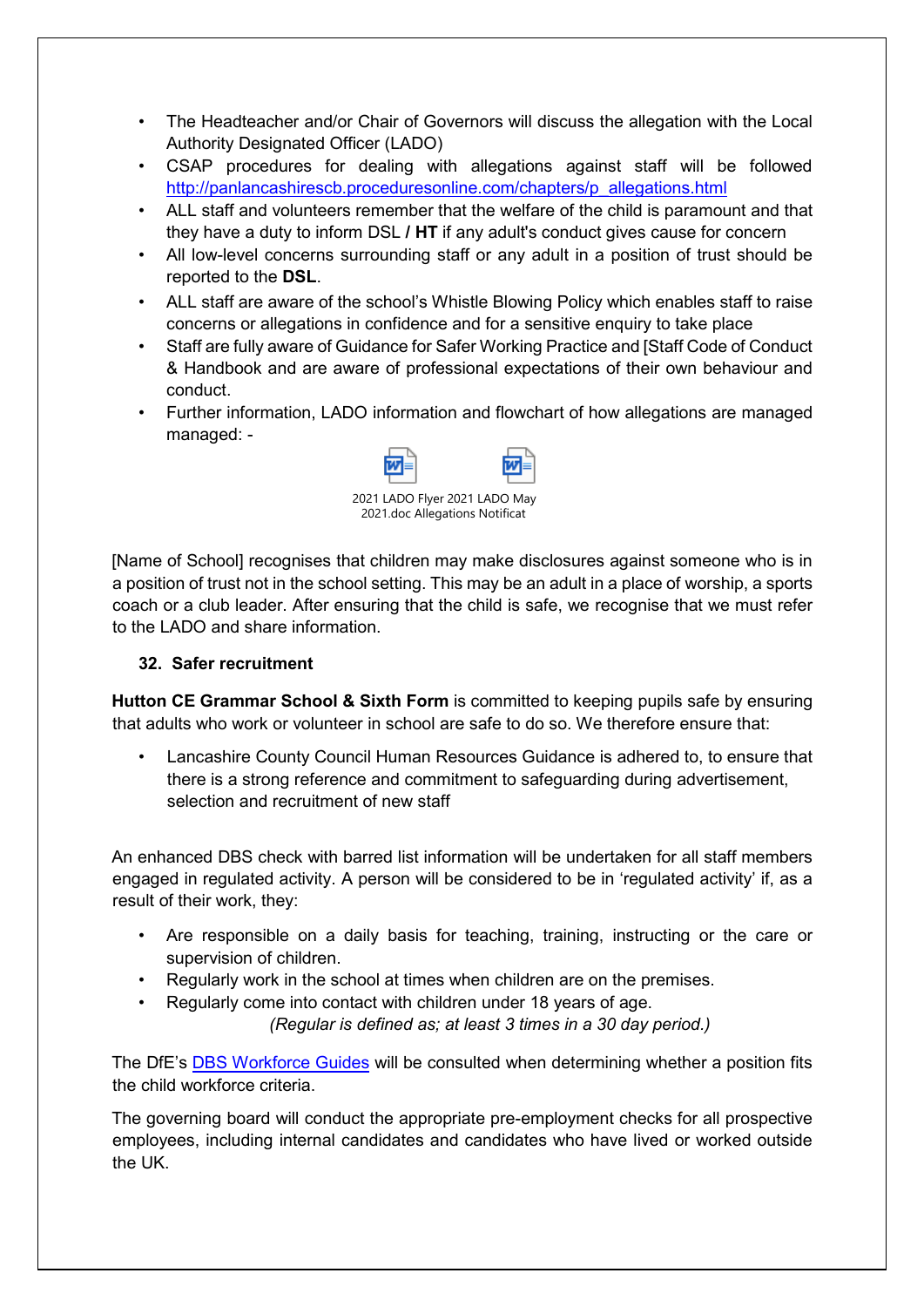- The Headteacher and/or Chair of Governors will discuss the allegation with the Local Authority Designated Officer (LADO)
- CSAP procedures for dealing with allegations against staff will be followed http://panlancashirescb.proceduresonline.com/chapters/p_allegations.html
- ALL staff and volunteers remember that the welfare of the child is paramount and that they have a duty to inform DSL **/ HT** if any adult's conduct gives cause for concern
- All low-level concerns surrounding staff or any adult in a position of trust should be reported to the **DSL**.
- ALL staff are aware of the school's Whistle Blowing Policy which enables staff to raise concerns or allegations in confidence and for a sensitive enquiry to take place
- Staff are fully aware of Guidance for Safer Working Practice and [Staff Code of Conduct & Handbook and are aware of professional expectations of their own behaviour and conduct.
- Further information, LADO information and flowchart of how allegations are managed managed: -

2021 LADO Flyer 2021.doc    2021 LADO May Allegations Notificat

[Name of School] recognises that children may make disclosures against someone who is in a position of trust not in the school setting. This may be an adult in a place of worship, a sports coach or a club leader. After ensuring that the child is safe, we recognise that we must refer to the LADO and share information.

## 32. Safer recruitment

**Hutton CE Grammar School & Sixth Form** is committed to keeping pupils safe by ensuring that adults who work or volunteer in school are safe to do so. We therefore ensure that:

- Lancashire County Council Human Resources Guidance is adhered to, to ensure that there is a strong reference and commitment to safeguarding during advertisement, selection and recruitment of new staff

An enhanced DBS check with barred list information will be undertaken for all staff members engaged in regulated activity. A person will be considered to be in 'regulated activity' if, as a result of their work, they:

- Are responsible on a daily basis for teaching, training, instructing or the care or supervision of children.
- Regularly work in the school at times when children are on the premises.
- Regularly come into contact with children under 18 years of age.

*(Regular is defined as; at least 3 times in a 30 day period.)*

The DfE's DBS Workforce Guides will be consulted when determining whether a position fits the child workforce criteria.

The governing board will conduct the appropriate pre-employment checks for all prospective employees, including internal candidates and candidates who have lived or worked outside the UK.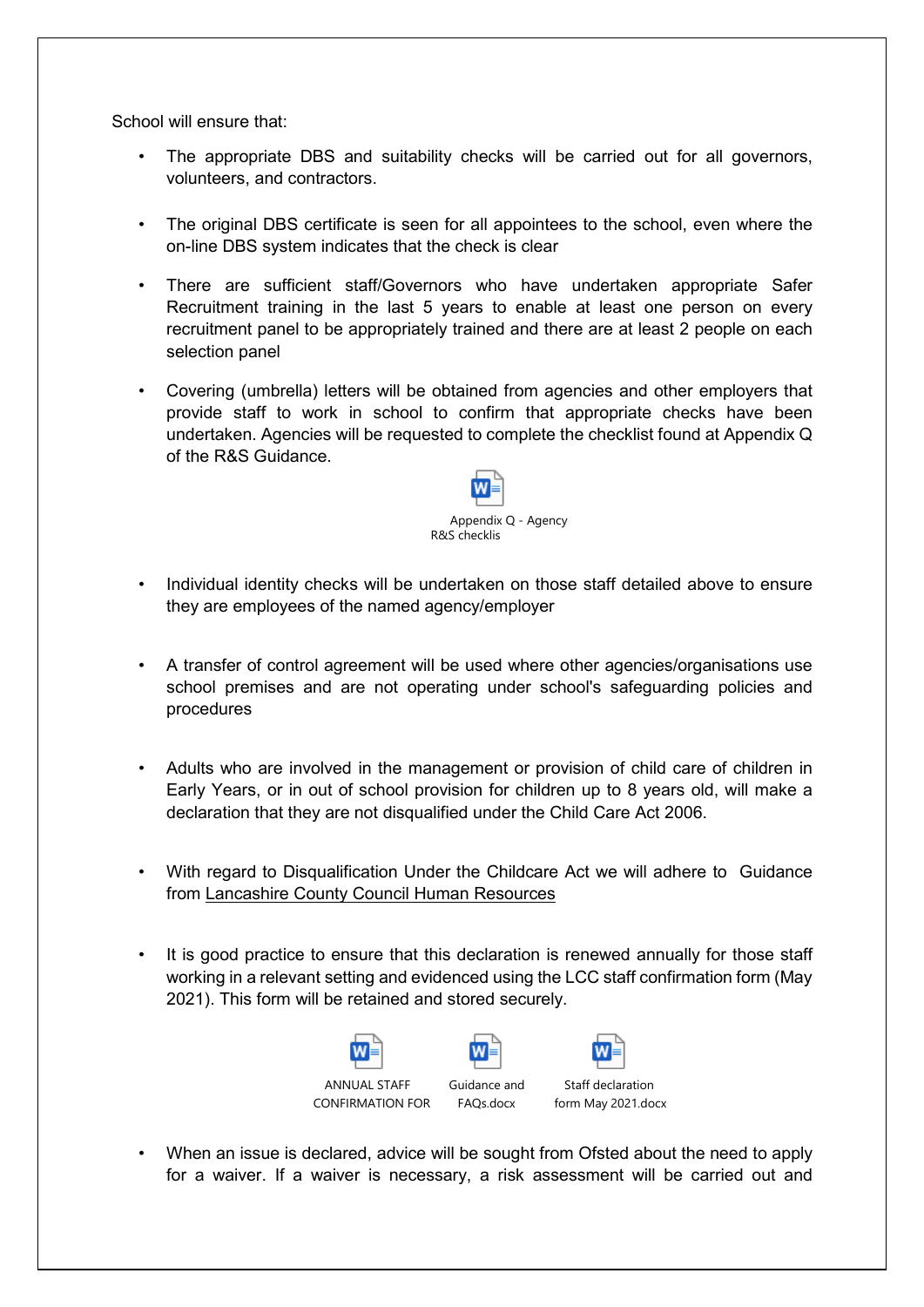School will ensure that:

- The appropriate DBS and suitability checks will be carried out for all governors, volunteers, and contractors.

- The original DBS certificate is seen for all appointees to the school, even where the on-line DBS system indicates that the check is clear

- There are sufficient staff/Governors who have undertaken appropriate Safer Recruitment training in the last 5 years to enable at least one person on every recruitment panel to be appropriately trained and there are at least 2 people on each selection panel

- Covering (umbrella) letters will be obtained from agencies and other employers that provide staff to work in school to confirm that appropriate checks have been undertaken. Agencies will be requested to complete the checklist found at Appendix Q of the R&S Guidance.

  Appendix Q - Agency R&S checklis

- Individual identity checks will be undertaken on those staff detailed above to ensure they are employees of the named agency/employer

- A transfer of control agreement will be used where other agencies/organisations use school premises and are not operating under school's safeguarding policies and procedures

- Adults who are involved in the management or provision of child care of children in Early Years, or in out of school provision for children up to 8 years old, will make a declaration that they are not disqualified under the Child Care Act 2006.

- With regard to Disqualification Under the Childcare Act we will adhere to Guidance from Lancashire County Council Human Resources

- It is good practice to ensure that this declaration is renewed annually for those staff working in a relevant setting and evidenced using the LCC staff confirmation form (May 2021). This form will be retained and stored securely.

  ANNUAL STAFF CONFIRMATION FOR | Guidance and FAQs.docx | Staff declaration form May 2021.docx

- When an issue is declared, advice will be sought from Ofsted about the need to apply for a waiver. If a waiver is necessary, a risk assessment will be carried out and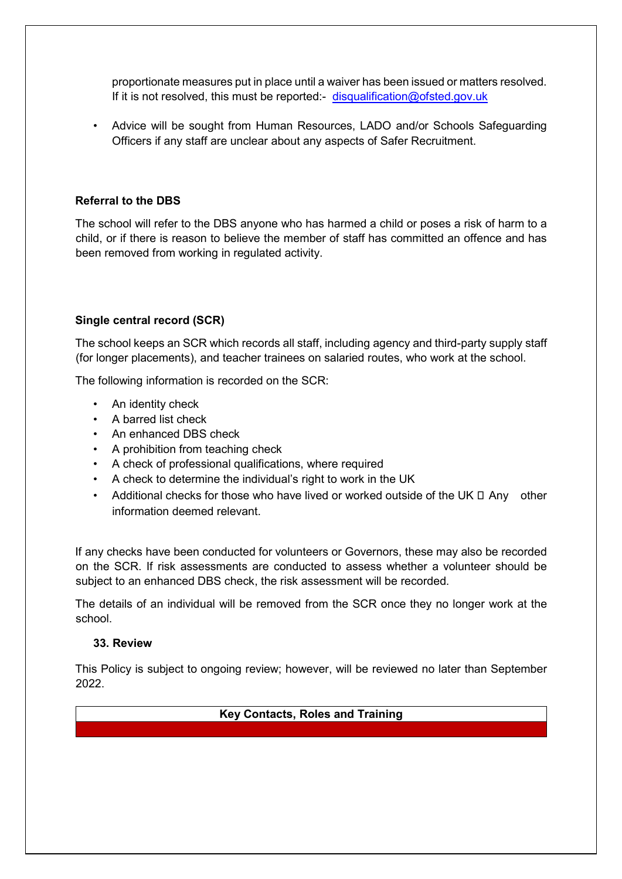proportionate measures put in place until a waiver has been issued or matters resolved. If it is not resolved, this must be reported:- disqualification@ofsted.gov.uk

- Advice will be sought from Human Resources, LADO and/or Schools Safeguarding Officers if any staff are unclear about any aspects of Safer Recruitment.

**Referral to the DBS**

The school will refer to the DBS anyone who has harmed a child or poses a risk of harm to a child, or if there is reason to believe the member of staff has committed an offence and has been removed from working in regulated activity.

**Single central record (SCR)**

The school keeps an SCR which records all staff, including agency and third-party supply staff (for longer placements), and teacher trainees on salaried routes, who work at the school.

The following information is recorded on the SCR:

- An identity check
- A barred list check
- An enhanced DBS check
- A prohibition from teaching check
- A check of professional qualifications, where required
- A check to determine the individual's right to work in the UK
- Additional checks for those who have lived or worked outside of the UK  Any other information deemed relevant.

If any checks have been conducted for volunteers or Governors, these may also be recorded on the SCR. If risk assessments are conducted to assess whether a volunteer should be subject to an enhanced DBS check, the risk assessment will be recorded.

The details of an individual will be removed from the SCR once they no longer work at the school.

## 33. Review

This Policy is subject to ongoing review; however, will be reviewed no later than September 2022.

| Key Contacts, Roles and Training |
| --- |
| |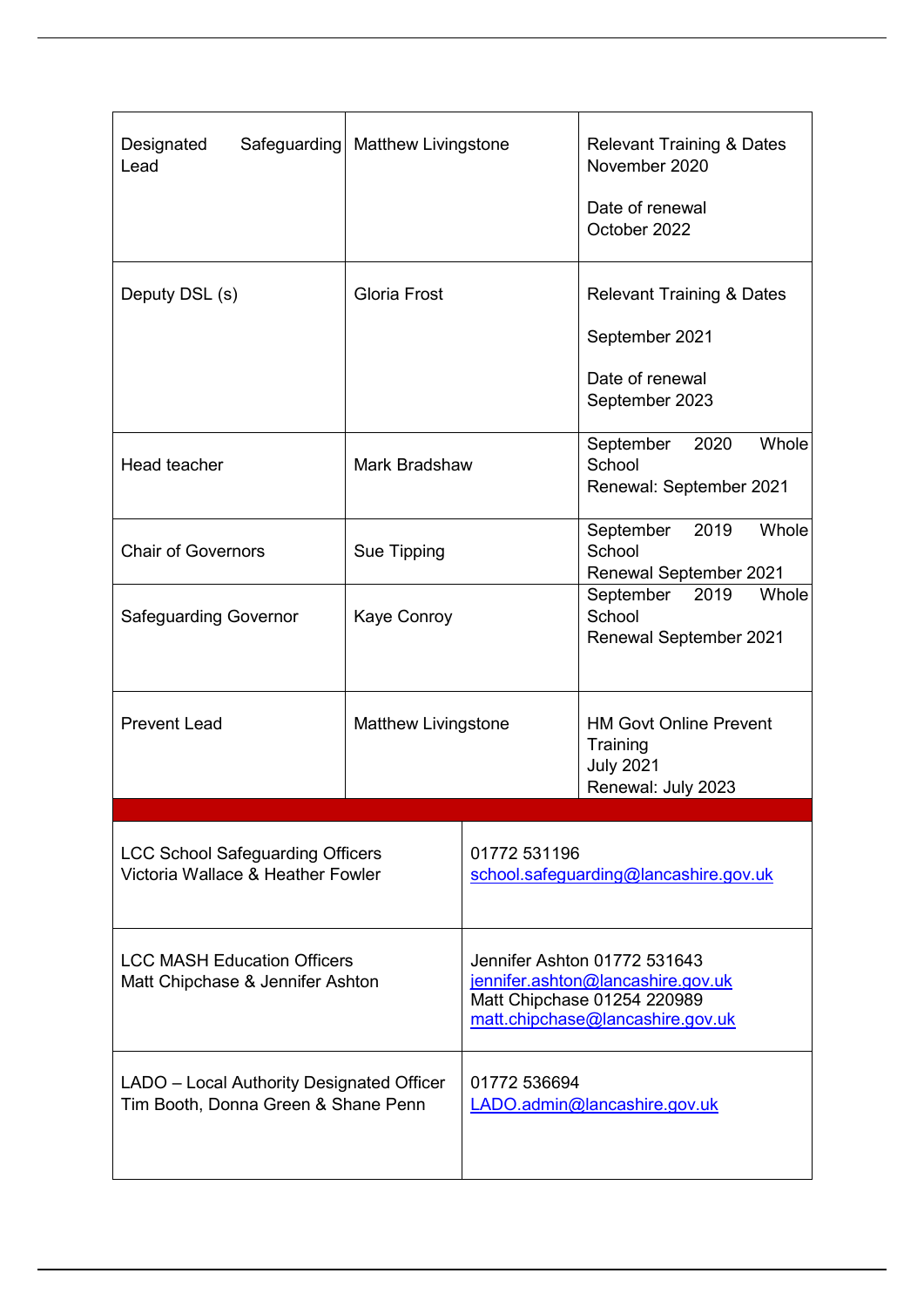| Designated Safeguarding Lead | Matthew Livingstone | Relevant Training & Dates<br>November 2020<br><br>Date of renewal<br>October 2022 |
|---|---|---|
| Deputy DSL (s) | Gloria Frost | Relevant Training & Dates<br><br>September 2021<br><br>Date of renewal<br>September 2023 |
| Head teacher | Mark Bradshaw | September 2020 Whole School<br>Renewal: September 2021 |
| Chair of Governors | Sue Tipping | September 2019 Whole School<br>Renewal September 2021 |
| Safeguarding Governor | Kaye Conroy | September 2019 Whole School<br>Renewal September 2021 |
| Prevent Lead | Matthew Livingstone | HM Govt Online Prevent Training<br>July 2021<br>Renewal: July 2023 |

| | |
|---|---|
| LCC School Safeguarding Officers<br>Victoria Wallace & Heather Fowler | 01772 531196<br>school.safeguarding@lancashire.gov.uk |
| LCC MASH Education Officers<br>Matt Chipchase & Jennifer Ashton | Jennifer Ashton 01772 531643<br>jennifer.ashton@lancashire.gov.uk<br>Matt Chipchase 01254 220989<br>matt.chipchase@lancashire.gov.uk |
| LADO – Local Authority Designated Officer<br>Tim Booth, Donna Green & Shane Penn | 01772 536694<br>LADO.admin@lancashire.gov.uk |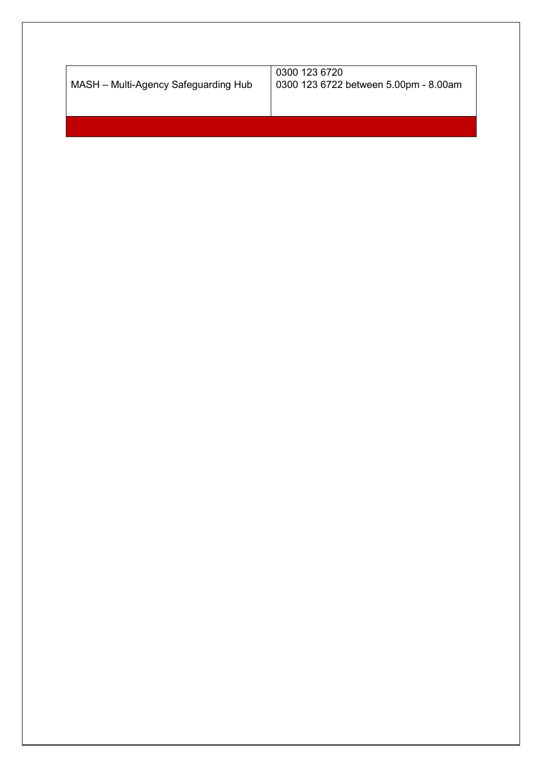| | |
|---|---|
| MASH – Multi-Agency Safeguarding Hub | 0300 123 6720<br>0300 123 6722 between 5.00pm - 8.00am |
| | |